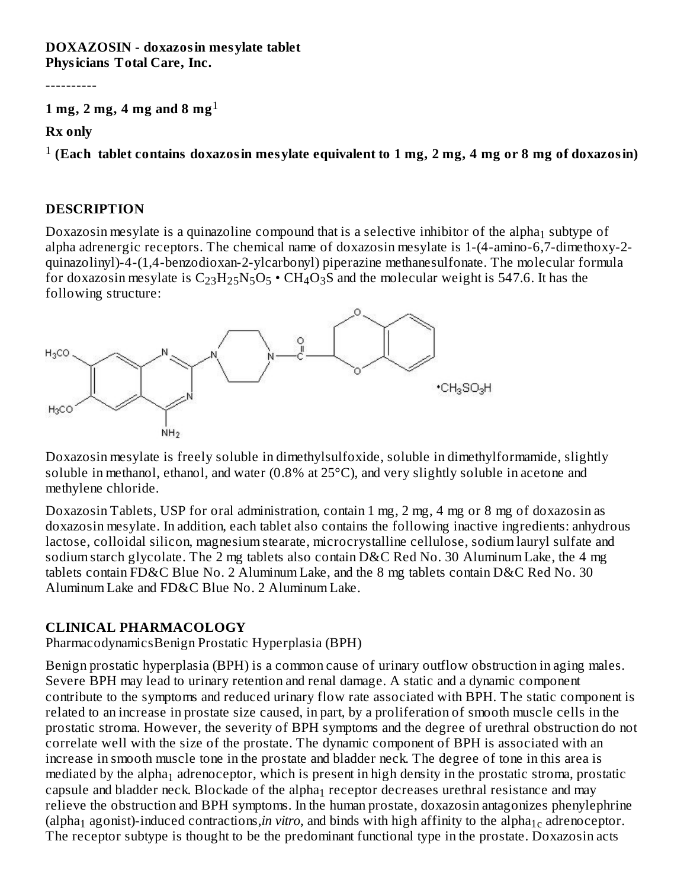**DOXAZOSIN - doxazosin mesylate tablet**
**Physicians Total Care, Inc.**

----------

**1 mg, 2 mg, 4 mg and 8 mg**[1]

**Rx only**

[1] **(Each tablet contains doxazosin mesylate equivalent to 1 mg, 2 mg, 4 mg or 8 mg of doxazosin)**

## DESCRIPTION

Doxazosin mesylate is a quinazoline compound that is a selective inhibitor of the $alpha_1$ subtype of alpha adrenergic receptors. The chemical name of doxazosin mesylate is 1-(4-amino-6,7-dimethoxy-2-quinazolinyl)-4-(1,4-benzodioxan-2-ylcarbonyl) piperazine methanesulfonate. The molecular formula for doxazosin mesylate is $C_{23}H_{25}N_5O_5 \cdot CH_4O_3S$ and the molecular weight is 547.6. It has the following structure:

Doxazosin mesylate is freely soluble in dimethylsulfoxide, soluble in dimethylformamide, slightly soluble in methanol, ethanol, and water (0.8% at 25°C), and very slightly soluble in acetone and methylene chloride.

Doxazosin Tablets, USP for oral administration, contain 1 mg, 2 mg, 4 mg or 8 mg of doxazosin as doxazosin mesylate. In addition, each tablet also contains the following inactive ingredients: anhydrous lactose, colloidal silicon, magnesium stearate, microcrystalline cellulose, sodium lauryl sulfate and sodium starch glycolate. The 2 mg tablets also contain D&C Red No. 30 Aluminum Lake, the 4 mg tablets contain FD&C Blue No. 2 Aluminum Lake, and the 8 mg tablets contain D&C Red No. 30 Aluminum Lake and FD&C Blue No. 2 Aluminum Lake.

## CLINICAL PHARMACOLOGY

PharmacodynamicsBenign Prostatic Hyperplasia (BPH)

Benign prostatic hyperplasia (BPH) is a common cause of urinary outflow obstruction in aging males. Severe BPH may lead to urinary retention and renal damage. A static and a dynamic component contribute to the symptoms and reduced urinary flow rate associated with BPH. The static component is related to an increase in prostate size caused, in part, by a proliferation of smooth muscle cells in the prostatic stroma. However, the severity of BPH symptoms and the degree of urethral obstruction do not correlate well with the size of the prostate. The dynamic component of BPH is associated with an increase in smooth muscle tone in the prostate and bladder neck. The degree of tone in this area is mediated by the $alpha_1$ adrenoceptor, which is present in high density in the prostatic stroma, prostatic capsule and bladder neck. Blockade of the $alpha_1$ receptor decreases urethral resistance and may relieve the obstruction and BPH symptoms. In the human prostate, doxazosin antagonizes phenylephrine ($alpha_1$ agonist)-induced contractions,*in vitro*, and binds with high affinity to the $alpha_{1c}$ adrenoceptor. The receptor subtype is thought to be the predominant functional type in the prostate. Doxazosin acts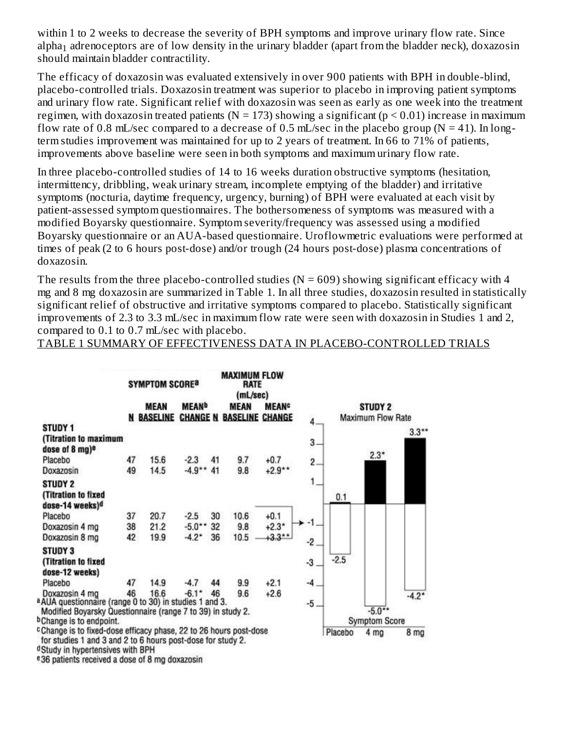within 1 to 2 weeks to decrease the severity of BPH symptoms and improve urinary flow rate. Since $alpha_1$ adrenoceptors are of low density in the urinary bladder (apart from the bladder neck), doxazosin should maintain bladder contractility.

The efficacy of doxazosin was evaluated extensively in over 900 patients with BPH in double-blind, placebo-controlled trials. Doxazosin treatment was superior to placebo in improving patient symptoms and urinary flow rate. Significant relief with doxazosin was seen as early as one week into the treatment regimen, with doxazosin treated patients (N = 173) showing a significant ($p < 0.01$) increase in maximum flow rate of 0.8 mL/sec compared to a decrease of 0.5 mL/sec in the placebo group (N = 41). In long-term studies improvement was maintained for up to 2 years of treatment. In 66 to 71% of patients, improvements above baseline were seen in both symptoms and maximum urinary flow rate.

In three placebo-controlled studies of 14 to 16 weeks duration obstructive symptoms (hesitation, intermittency, dribbling, weak urinary stream, incomplete emptying of the bladder) and irritative symptoms (nocturia, daytime frequency, urgency, burning) of BPH were evaluated at each visit by patient-assessed symptom questionnaires. The bothersomeness of symptoms was measured with a modified Boyarsky questionnaire. Symptom severity/frequency was assessed using a modified Boyarsky questionnaire or an AUA-based questionnaire. Uroflowmetric evaluations were performed at times of peak (2 to 6 hours post-dose) and/or trough (24 hours post-dose) plasma concentrations of doxazosin.

The results from the three placebo-controlled studies (N = 609) showing significant efficacy with 4 mg and 8 mg doxazosin are summarized in Table 1. In all three studies, doxazosin resulted in statistically significant relief of obstructive and irritative symptoms compared to placebo. Statistically significant improvements of 2.3 to 3.3 mL/sec in maximum flow rate were seen with doxazosin in Studies 1 and 2, compared to 0.1 to 0.7 mL/sec with placebo.

TABLE 1 SUMMARY OF EFFECTIVENESS DATA IN PLACEBO-CONTROLLED TRIALS

| | SYMPTOM SCORE[a] | | | MAXIMUM FLOW RATE (mL/sec) | | |
|---|---|---|---|---|---|---|
| | N | MEAN BASELINE | MEAN[b] CHANGE | N | MEAN BASELINE | MEAN[c] CHANGE |
| **STUDY 1 (Titration to maximum dose of 8 mg)[e]** | | | | | | |
| Placebo | 47 | 15.6 | -2.3 | 41 | 9.7 | +0.7 |
| Doxazosin | 49 | 14.5 | -4.9** | 41 | 9.8 | +2.9** |
| **STUDY 2 (Titration to fixed dose-14 weeks)[d]** | | | | | | |
| Placebo | 37 | 20.7 | -2.5 | 30 | 10.6 | +0.1 |
| Doxazosin 4 mg | 38 | 21.2 | -5.0** | 32 | 9.8 | +2.3* |
| Doxazosin 8 mg | 42 | 19.9 | -4.2* | 36 | 10.5 | +3.3** |
| **STUDY 3 (Titration to fixed dose-12 weeks)** | | | | | | |
| Placebo | 47 | 14.9 | -4.7 | 44 | 9.9 | +2.1 |
| Doxazosin 4 mg | 46 | 16.6 | -6.1* | 46 | 9.6 | +2.6 |

[a] AUA questionnaire (range 0 to 30) in studies 1 and 3.
Modified Boyarsky Questionnaire (range 7 to 39) in study 2.
[b] Change is to endpoint.
[c] Change is to fixed-dose efficacy phase, 22 to 26 hours post-dose for studies 1 and 3 and 2 to 6 hours post-dose for study 2.
[d] Study in hypertensives with BPH
[e] 36 patients received a dose of 8 mg doxazosin

STUDY 2

| | Placebo | 4 mg | 8 mg |
|---|---|---|---|
| Maximum Flow Rate | 0.1 | 2.3* | 3.3** |
| Symptom Score | -2.5 | -5.0** | -4.2* |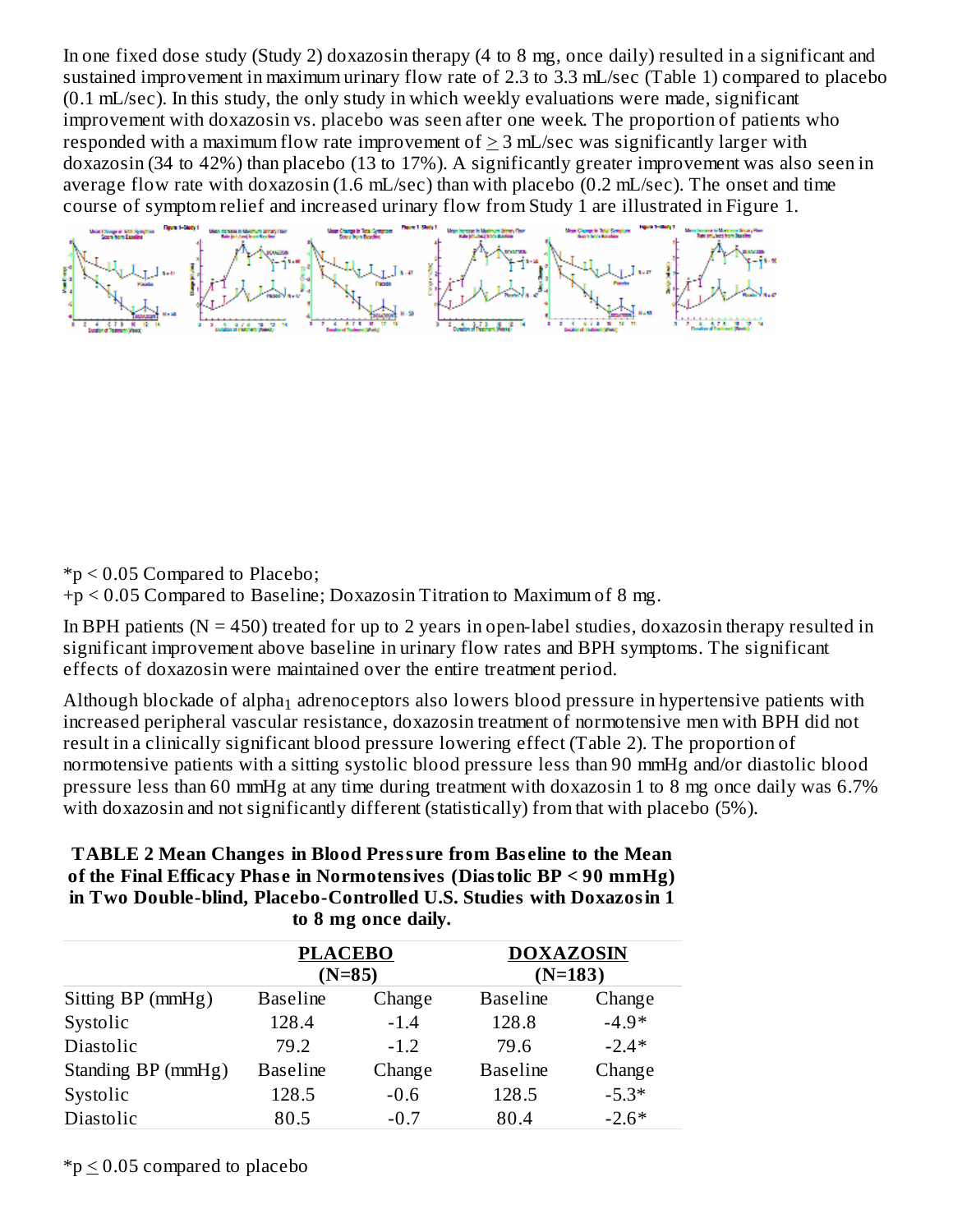In one fixed dose study (Study 2) doxazosin therapy (4 to 8 mg, once daily) resulted in a significant and sustained improvement in maximum urinary flow rate of 2.3 to 3.3 mL/sec (Table 1) compared to placebo (0.1 mL/sec). In this study, the only study in which weekly evaluations were made, significant improvement with doxazosin vs. placebo was seen after one week. The proportion of patients who responded with a maximum flow rate improvement of ≥ 3 mL/sec was significantly larger with doxazosin (34 to 42%) than placebo (13 to 17%). A significantly greater improvement was also seen in average flow rate with doxazosin (1.6 mL/sec) than with placebo (0.2 mL/sec). The onset and time course of symptom relief and increased urinary flow from Study 1 are illustrated in Figure 1.

*$p < 0.05$ Compared to Placebo;
+$p < 0.05$ Compared to Baseline; Doxazosin Titration to Maximum of 8 mg.

In BPH patients (N = 450) treated for up to 2 years in open-label studies, doxazosin therapy resulted in significant improvement above baseline in urinary flow rates and BPH symptoms. The significant effects of doxazosin were maintained over the entire treatment period.

Although blockade of $alpha_1$ adrenoceptors also lowers blood pressure in hypertensive patients with increased peripheral vascular resistance, doxazosin treatment of normotensive men with BPH did not result in a clinically significant blood pressure lowering effect (Table 2). The proportion of normotensive patients with a sitting systolic blood pressure less than 90 mmHg and/or diastolic blood pressure less than 60 mmHg at any time during treatment with doxazosin 1 to 8 mg once daily was 6.7% with doxazosin and not significantly different (statistically) from that with placebo (5%).

**TABLE 2 Mean Changes in Blood Pressure from Baseline to the Mean of the Final Efficacy Phase in Normotensives (Diastolic BP < 90 mmHg) in Two Double-blind, Placebo-Controlled U.S. Studies with Doxazosin 1 to 8 mg once daily.**

| | **PLACEBO (N=85)** | | **DOXAZOSIN (N=183)** | |
|---|---|---|---|---|
| Sitting BP (mmHg) | Baseline | Change | Baseline | Change |
| Systolic | 128.4 | -1.4 | 128.8 | -4.9* |
| Diastolic | 79.2 | -1.2 | 79.6 | -2.4* |
| Standing BP (mmHg) | Baseline | Change | Baseline | Change |
| Systolic | 128.5 | -0.6 | 128.5 | -5.3* |
| Diastolic | 80.5 | -0.7 | 80.4 | -2.6* |

*$p \leq 0.05$ compared to placebo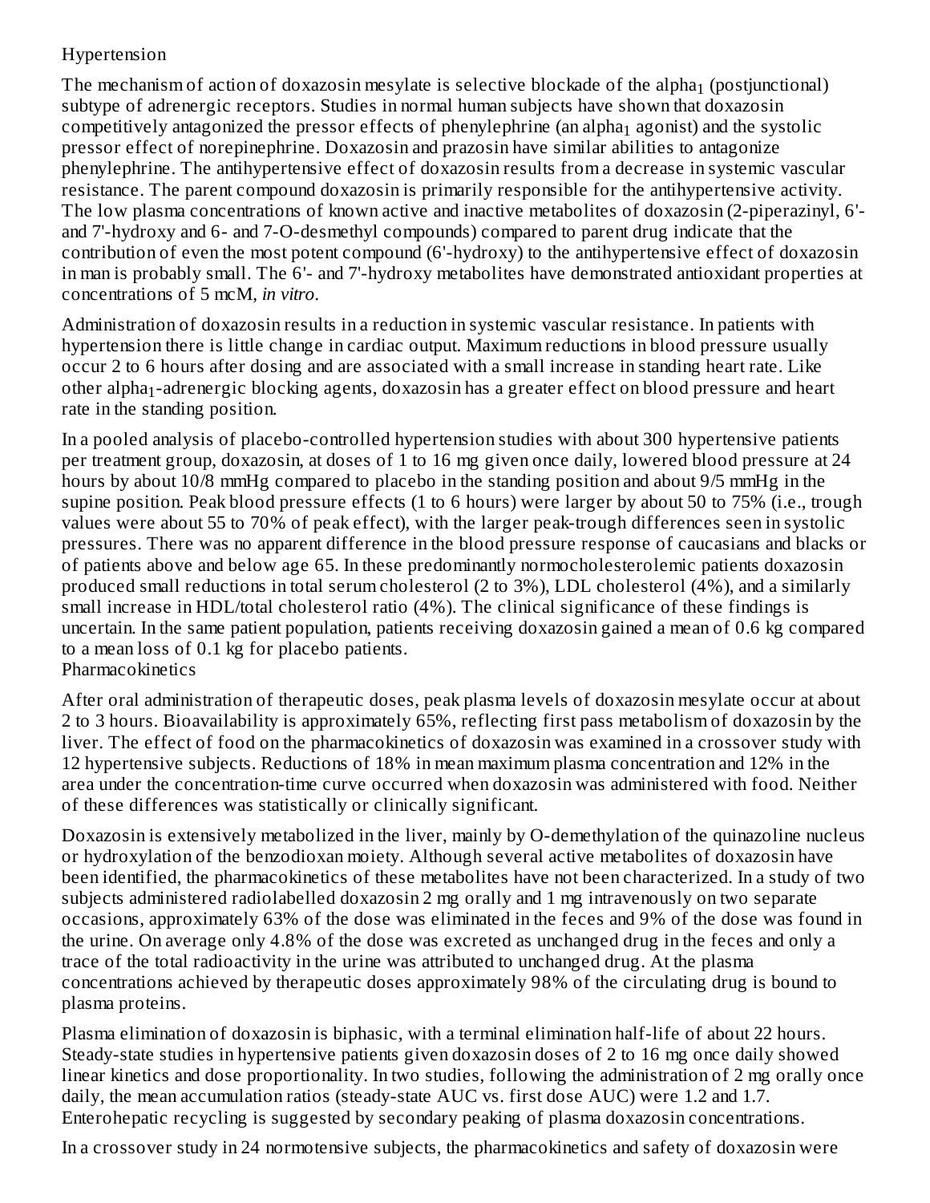### Hypertension

The mechanism of action of doxazosin mesylate is selective blockade of the alpha$_1$ (postjunctional) subtype of adrenergic receptors. Studies in normal human subjects have shown that doxazosin competitively antagonized the pressor effects of phenylephrine (an alpha$_1$ agonist) and the systolic pressor effect of norepinephrine. Doxazosin and prazosin have similar abilities to antagonize phenylephrine. The antihypertensive effect of doxazosin results from a decrease in systemic vascular resistance. The parent compound doxazosin is primarily responsible for the antihypertensive activity. The low plasma concentrations of known active and inactive metabolites of doxazosin (2-piperazinyl, 6'- and 7'-hydroxy and 6- and 7-O-desmethyl compounds) compared to parent drug indicate that the contribution of even the most potent compound (6'-hydroxy) to the antihypertensive effect of doxazosin in man is probably small. The 6'- and 7'-hydroxy metabolites have demonstrated antioxidant properties at concentrations of 5 mcM, *in vitro*.

Administration of doxazosin results in a reduction in systemic vascular resistance. In patients with hypertension there is little change in cardiac output. Maximum reductions in blood pressure usually occur 2 to 6 hours after dosing and are associated with a small increase in standing heart rate. Like other alpha$_1$-adrenergic blocking agents, doxazosin has a greater effect on blood pressure and heart rate in the standing position.

In a pooled analysis of placebo-controlled hypertension studies with about 300 hypertensive patients per treatment group, doxazosin, at doses of 1 to 16 mg given once daily, lowered blood pressure at 24 hours by about 10/8 mmHg compared to placebo in the standing position and about 9/5 mmHg in the supine position. Peak blood pressure effects (1 to 6 hours) were larger by about 50 to 75% (i.e., trough values were about 55 to 70% of peak effect), with the larger peak-trough differences seen in systolic pressures. There was no apparent difference in the blood pressure response of caucasians and blacks or of patients above and below age 65. In these predominantly normocholesterolemic patients doxazosin produced small reductions in total serum cholesterol (2 to 3%), LDL cholesterol (4%), and a similarly small increase in HDL/total cholesterol ratio (4%). The clinical significance of these findings is uncertain. In the same patient population, patients receiving doxazosin gained a mean of 0.6 kg compared to a mean loss of 0.1 kg for placebo patients.

### Pharmacokinetics

After oral administration of therapeutic doses, peak plasma levels of doxazosin mesylate occur at about 2 to 3 hours. Bioavailability is approximately 65%, reflecting first pass metabolism of doxazosin by the liver. The effect of food on the pharmacokinetics of doxazosin was examined in a crossover study with 12 hypertensive subjects. Reductions of 18% in mean maximum plasma concentration and 12% in the area under the concentration-time curve occurred when doxazosin was administered with food. Neither of these differences was statistically or clinically significant.

Doxazosin is extensively metabolized in the liver, mainly by O-demethylation of the quinazoline nucleus or hydroxylation of the benzodioxan moiety. Although several active metabolites of doxazosin have been identified, the pharmacokinetics of these metabolites have not been characterized. In a study of two subjects administered radiolabelled doxazosin 2 mg orally and 1 mg intravenously on two separate occasions, approximately 63% of the dose was eliminated in the feces and 9% of the dose was found in the urine. On average only 4.8% of the dose was excreted as unchanged drug in the feces and only a trace of the total radioactivity in the urine was attributed to unchanged drug. At the plasma concentrations achieved by therapeutic doses approximately 98% of the circulating drug is bound to plasma proteins.

Plasma elimination of doxazosin is biphasic, with a terminal elimination half-life of about 22 hours. Steady-state studies in hypertensive patients given doxazosin doses of 2 to 16 mg once daily showed linear kinetics and dose proportionality. In two studies, following the administration of 2 mg orally once daily, the mean accumulation ratios (steady-state AUC vs. first dose AUC) were 1.2 and 1.7. Enterohepatic recycling is suggested by secondary peaking of plasma doxazosin concentrations.

In a crossover study in 24 normotensive subjects, the pharmacokinetics and safety of doxazosin were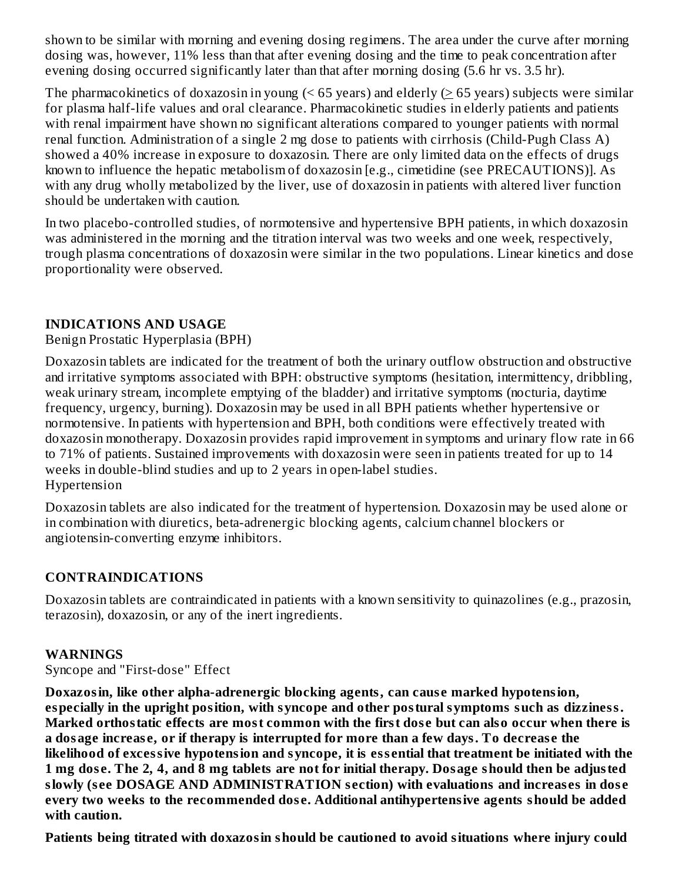shown to be similar with morning and evening dosing regimens. The area under the curve after morning dosing was, however, 11% less than that after evening dosing and the time to peak concentration after evening dosing occurred significantly later than that after morning dosing (5.6 hr vs. 3.5 hr).

The pharmacokinetics of doxazosin in young (< 65 years) and elderly (≥ 65 years) subjects were similar for plasma half-life values and oral clearance. Pharmacokinetic studies in elderly patients and patients with renal impairment have shown no significant alterations compared to younger patients with normal renal function. Administration of a single 2 mg dose to patients with cirrhosis (Child-Pugh Class A) showed a 40% increase in exposure to doxazosin. There are only limited data on the effects of drugs known to influence the hepatic metabolism of doxazosin [e.g., cimetidine (see PRECAUTIONS)]. As with any drug wholly metabolized by the liver, use of doxazosin in patients with altered liver function should be undertaken with caution.

In two placebo-controlled studies, of normotensive and hypertensive BPH patients, in which doxazosin was administered in the morning and the titration interval was two weeks and one week, respectively, trough plasma concentrations of doxazosin were similar in the two populations. Linear kinetics and dose proportionality were observed.

## INDICATIONS AND USAGE

Benign Prostatic Hyperplasia (BPH)

Doxazosin tablets are indicated for the treatment of both the urinary outflow obstruction and obstructive and irritative symptoms associated with BPH: obstructive symptoms (hesitation, intermittency, dribbling, weak urinary stream, incomplete emptying of the bladder) and irritative symptoms (nocturia, daytime frequency, urgency, burning). Doxazosin may be used in all BPH patients whether hypertensive or normotensive. In patients with hypertension and BPH, both conditions were effectively treated with doxazosin monotherapy. Doxazosin provides rapid improvement in symptoms and urinary flow rate in 66 to 71% of patients. Sustained improvements with doxazosin were seen in patients treated for up to 14 weeks in double-blind studies and up to 2 years in open-label studies.

Hypertension

Doxazosin tablets are also indicated for the treatment of hypertension. Doxazosin may be used alone or in combination with diuretics, beta-adrenergic blocking agents, calcium channel blockers or angiotensin-converting enzyme inhibitors.

## CONTRAINDICATIONS

Doxazosin tablets are contraindicated in patients with a known sensitivity to quinazolines (e.g., prazosin, terazosin), doxazosin, or any of the inert ingredients.

## WARNINGS

Syncope and "First-dose" Effect

**Doxazosin, like other alpha-adrenergic blocking agents, can cause marked hypotension, especially in the upright position, with syncope and other postural symptoms such as dizziness. Marked orthostatic effects are most common with the first dose but can also occur when there is a dosage increase, or if therapy is interrupted for more than a few days. To decrease the likelihood of excessive hypotension and syncope, it is essential that treatment be initiated with the 1 mg dose. The 2, 4, and 8 mg tablets are not for initial therapy. Dosage should then be adjusted slowly (see DOSAGE AND ADMINISTRATION section) with evaluations and increases in dose every two weeks to the recommended dose. Additional antihypertensive agents should be added with caution.**

**Patients being titrated with doxazosin should be cautioned to avoid situations where injury could**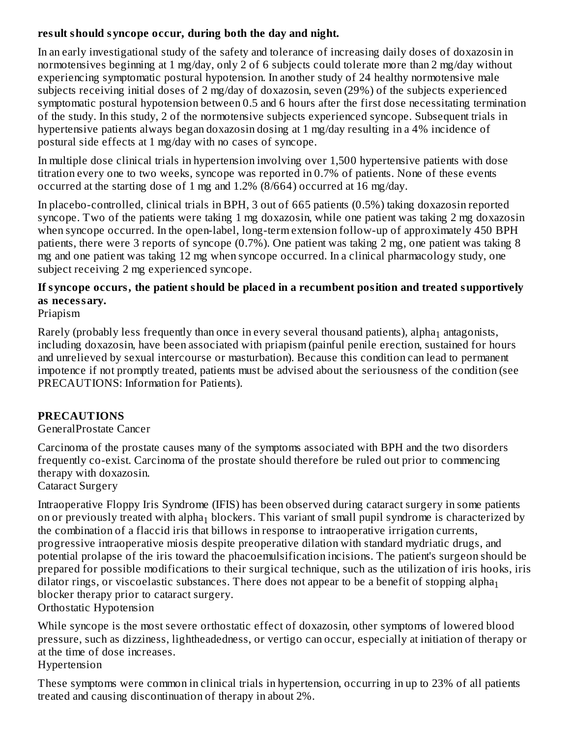**result should syncope occur, during both the day and night.**

In an early investigational study of the safety and tolerance of increasing daily doses of doxazosin in normotensives beginning at 1 mg/day, only 2 of 6 subjects could tolerate more than 2 mg/day without experiencing symptomatic postural hypotension. In another study of 24 healthy normotensive male subjects receiving initial doses of 2 mg/day of doxazosin, seven (29%) of the subjects experienced symptomatic postural hypotension between 0.5 and 6 hours after the first dose necessitating termination of the study. In this study, 2 of the normotensive subjects experienced syncope. Subsequent trials in hypertensive patients always began doxazosin dosing at 1 mg/day resulting in a 4% incidence of postural side effects at 1 mg/day with no cases of syncope.

In multiple dose clinical trials in hypertension involving over 1,500 hypertensive patients with dose titration every one to two weeks, syncope was reported in 0.7% of patients. None of these events occurred at the starting dose of 1 mg and 1.2% (8/664) occurred at 16 mg/day.

In placebo-controlled, clinical trials in BPH, 3 out of 665 patients (0.5%) taking doxazosin reported syncope. Two of the patients were taking 1 mg doxazosin, while one patient was taking 2 mg doxazosin when syncope occurred. In the open-label, long-term extension follow-up of approximately 450 BPH patients, there were 3 reports of syncope (0.7%). One patient was taking 2 mg, one patient was taking 8 mg and one patient was taking 12 mg when syncope occurred. In a clinical pharmacology study, one subject receiving 2 mg experienced syncope.

**If syncope occurs, the patient should be placed in a recumbent position and treated supportively as necessary.**

Priapism

Rarely (probably less frequently than once in every several thousand patients), $alpha_1$ antagonists, including doxazosin, have been associated with priapism (painful penile erection, sustained for hours and unrelieved by sexual intercourse or masturbation). Because this condition can lead to permanent impotence if not promptly treated, patients must be advised about the seriousness of the condition (see PRECAUTIONS: Information for Patients).

## PRECAUTIONS

General

Prostate Cancer

Carcinoma of the prostate causes many of the symptoms associated with BPH and the two disorders frequently co-exist. Carcinoma of the prostate should therefore be ruled out prior to commencing therapy with doxazosin.

Cataract Surgery

Intraoperative Floppy Iris Syndrome (IFIS) has been observed during cataract surgery in some patients on or previously treated with $alpha_1$ blockers. This variant of small pupil syndrome is characterized by the combination of a flaccid iris that billows in response to intraoperative irrigation currents, progressive intraoperative miosis despite preoperative dilation with standard mydriatic drugs, and potential prolapse of the iris toward the phacoemulsification incisions. The patient's surgeon should be prepared for possible modifications to their surgical technique, such as the utilization of iris hooks, iris dilator rings, or viscoelastic substances. There does not appear to be a benefit of stopping $alpha_1$ blocker therapy prior to cataract surgery.

Orthostatic Hypotension

While syncope is the most severe orthostatic effect of doxazosin, other symptoms of lowered blood pressure, such as dizziness, lightheadedness, or vertigo can occur, especially at initiation of therapy or at the time of dose increases.

Hypertension

These symptoms were common in clinical trials in hypertension, occurring in up to 23% of all patients treated and causing discontinuation of therapy in about 2%.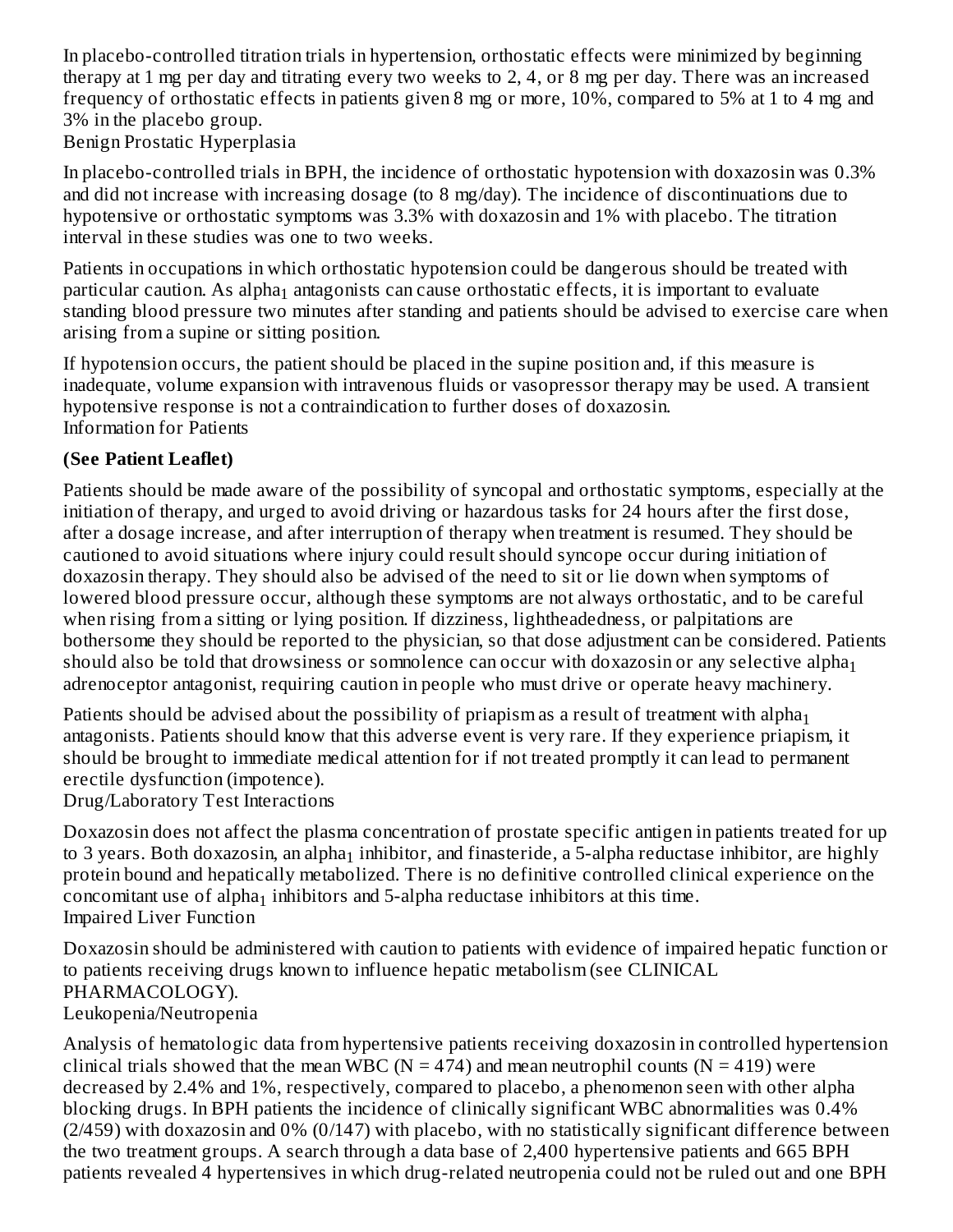In placebo-controlled titration trials in hypertension, orthostatic effects were minimized by beginning therapy at 1 mg per day and titrating every two weeks to 2, 4, or 8 mg per day. There was an increased frequency of orthostatic effects in patients given 8 mg or more, 10%, compared to 5% at 1 to 4 mg and 3% in the placebo group.

Benign Prostatic Hyperplasia

In placebo-controlled trials in BPH, the incidence of orthostatic hypotension with doxazosin was 0.3% and did not increase with increasing dosage (to 8 mg/day). The incidence of discontinuations due to hypotensive or orthostatic symptoms was 3.3% with doxazosin and 1% with placebo. The titration interval in these studies was one to two weeks.

Patients in occupations in which orthostatic hypotension could be dangerous should be treated with particular caution. As $alpha_1$ antagonists can cause orthostatic effects, it is important to evaluate standing blood pressure two minutes after standing and patients should be advised to exercise care when arising from a supine or sitting position.

If hypotension occurs, the patient should be placed in the supine position and, if this measure is inadequate, volume expansion with intravenous fluids or vasopressor therapy may be used. A transient hypotensive response is not a contraindication to further doses of doxazosin.

Information for Patients

**(See Patient Leaflet)**

Patients should be made aware of the possibility of syncopal and orthostatic symptoms, especially at the initiation of therapy, and urged to avoid driving or hazardous tasks for 24 hours after the first dose, after a dosage increase, and after interruption of therapy when treatment is resumed. They should be cautioned to avoid situations where injury could result should syncope occur during initiation of doxazosin therapy. They should also be advised of the need to sit or lie down when symptoms of lowered blood pressure occur, although these symptoms are not always orthostatic, and to be careful when rising from a sitting or lying position. If dizziness, lightheadedness, or palpitations are bothersome they should be reported to the physician, so that dose adjustment can be considered. Patients should also be told that drowsiness or somnolence can occur with doxazosin or any selective $alpha_1$ adrenoceptor antagonist, requiring caution in people who must drive or operate heavy machinery.

Patients should be advised about the possibility of priapism as a result of treatment with $alpha_1$ antagonists. Patients should know that this adverse event is very rare. If they experience priapism, it should be brought to immediate medical attention for if not treated promptly it can lead to permanent erectile dysfunction (impotence).

Drug/Laboratory Test Interactions

Doxazosin does not affect the plasma concentration of prostate specific antigen in patients treated for up to 3 years. Both doxazosin, an $alpha_1$ inhibitor, and finasteride, a 5-alpha reductase inhibitor, are highly protein bound and hepatically metabolized. There is no definitive controlled clinical experience on the concomitant use of $alpha_1$ inhibitors and 5-alpha reductase inhibitors at this time.

Impaired Liver Function

Doxazosin should be administered with caution to patients with evidence of impaired hepatic function or to patients receiving drugs known to influence hepatic metabolism (see CLINICAL PHARMACOLOGY).

Leukopenia/Neutropenia

Analysis of hematologic data from hypertensive patients receiving doxazosin in controlled hypertension clinical trials showed that the mean WBC (N = 474) and mean neutrophil counts (N = 419) were decreased by 2.4% and 1%, respectively, compared to placebo, a phenomenon seen with other alpha blocking drugs. In BPH patients the incidence of clinically significant WBC abnormalities was 0.4% (2/459) with doxazosin and 0% (0/147) with placebo, with no statistically significant difference between the two treatment groups. A search through a data base of 2,400 hypertensive patients and 665 BPH patients revealed 4 hypertensives in which drug-related neutropenia could not be ruled out and one BPH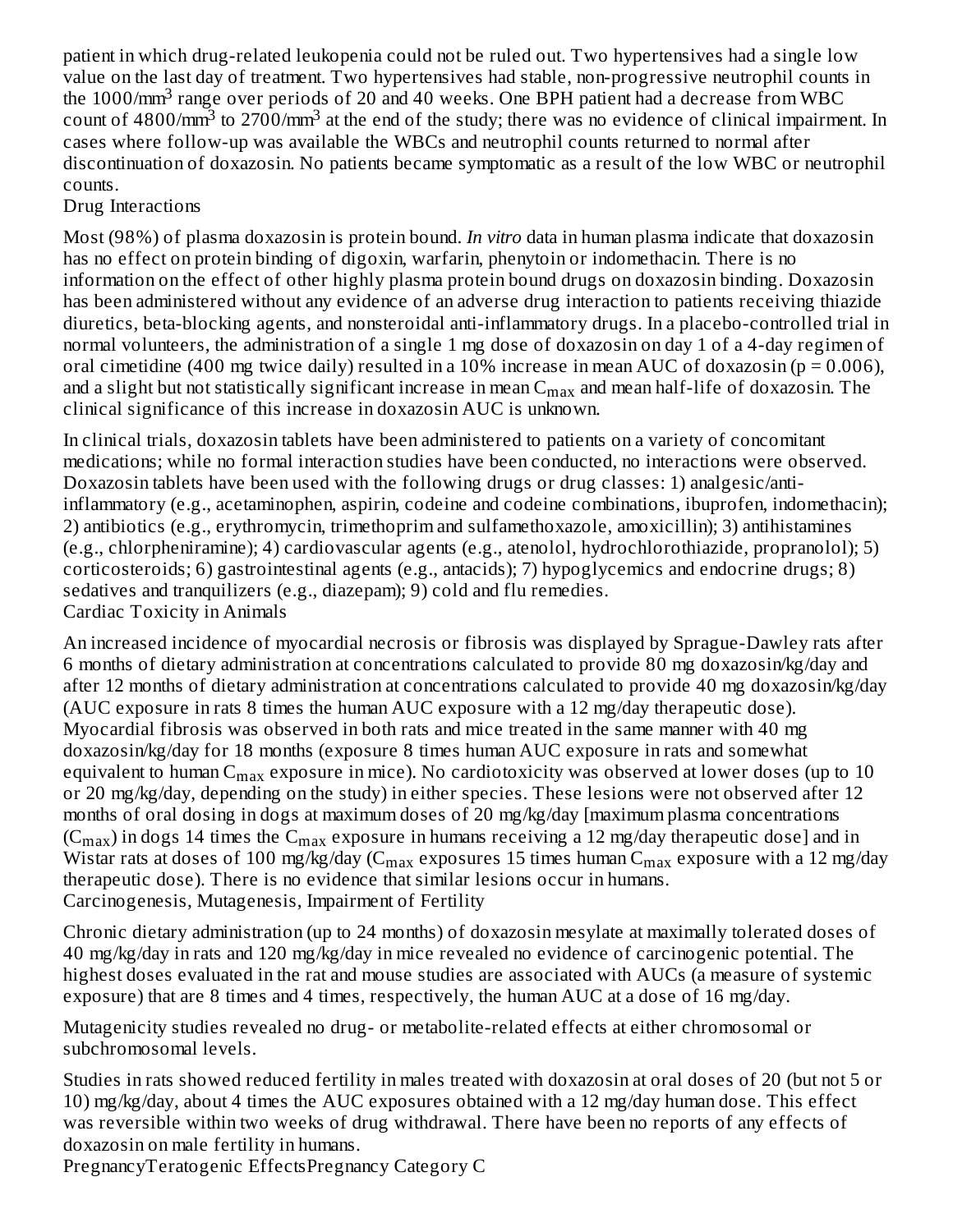patient in which drug-related leukopenia could not be ruled out. Two hypertensives had a single low value on the last day of treatment. Two hypertensives had stable, non-progressive neutrophil counts in the $1000/mm^3$ range over periods of 20 and 40 weeks. One BPH patient had a decrease from WBC count of $4800/mm^3$ to $2700/mm^3$ at the end of the study; there was no evidence of clinical impairment. In cases where follow-up was available the WBCs and neutrophil counts returned to normal after discontinuation of doxazosin. No patients became symptomatic as a result of the low WBC or neutrophil counts.

### Drug Interactions

Most (98%) of plasma doxazosin is protein bound. *In vitro* data in human plasma indicate that doxazosin has no effect on protein binding of digoxin, warfarin, phenytoin or indomethacin. There is no information on the effect of other highly plasma protein bound drugs on doxazosin binding. Doxazosin has been administered without any evidence of an adverse drug interaction to patients receiving thiazide diuretics, beta-blocking agents, and nonsteroidal anti-inflammatory drugs. In a placebo-controlled trial in normal volunteers, the administration of a single 1 mg dose of doxazosin on day 1 of a 4-day regimen of oral cimetidine (400 mg twice daily) resulted in a 10% increase in mean AUC of doxazosin ($p = 0.006$), and a slight but not statistically significant increase in mean $C_{max}$ and mean half-life of doxazosin. The clinical significance of this increase in doxazosin AUC is unknown.

In clinical trials, doxazosin tablets have been administered to patients on a variety of concomitant medications; while no formal interaction studies have been conducted, no interactions were observed. Doxazosin tablets have been used with the following drugs or drug classes: 1) analgesic/anti-inflammatory (e.g., acetaminophen, aspirin, codeine and codeine combinations, ibuprofen, indomethacin); 2) antibiotics (e.g., erythromycin, trimethoprim and sulfamethoxazole, amoxicillin); 3) antihistamines (e.g., chlorpheniramine); 4) cardiovascular agents (e.g., atenolol, hydrochlorothiazide, propranolol); 5) corticosteroids; 6) gastrointestinal agents (e.g., antacids); 7) hypoglycemics and endocrine drugs; 8) sedatives and tranquilizers (e.g., diazepam); 9) cold and flu remedies.

### Cardiac Toxicity in Animals

An increased incidence of myocardial necrosis or fibrosis was displayed by Sprague-Dawley rats after 6 months of dietary administration at concentrations calculated to provide 80 mg doxazosin/kg/day and after 12 months of dietary administration at concentrations calculated to provide 40 mg doxazosin/kg/day (AUC exposure in rats 8 times the human AUC exposure with a 12 mg/day therapeutic dose). Myocardial fibrosis was observed in both rats and mice treated in the same manner with 40 mg doxazosin/kg/day for 18 months (exposure 8 times human AUC exposure in rats and somewhat equivalent to human $C_{max}$ exposure in mice). No cardiotoxicity was observed at lower doses (up to 10 or 20 mg/kg/day, depending on the study) in either species. These lesions were not observed after 12 months of oral dosing in dogs at maximum doses of 20 mg/kg/day [maximum plasma concentrations ($C_{max}$) in dogs 14 times the $C_{max}$ exposure in humans receiving a 12 mg/day therapeutic dose] and in Wistar rats at doses of 100 mg/kg/day ($C_{max}$ exposures 15 times human $C_{max}$ exposure with a 12 mg/day therapeutic dose). There is no evidence that similar lesions occur in humans.

### Carcinogenesis, Mutagenesis, Impairment of Fertility

Chronic dietary administration (up to 24 months) of doxazosin mesylate at maximally tolerated doses of 40 mg/kg/day in rats and 120 mg/kg/day in mice revealed no evidence of carcinogenic potential. The highest doses evaluated in the rat and mouse studies are associated with AUCs (a measure of systemic exposure) that are 8 times and 4 times, respectively, the human AUC at a dose of 16 mg/day.

Mutagenicity studies revealed no drug- or metabolite-related effects at either chromosomal or subchromosomal levels.

Studies in rats showed reduced fertility in males treated with doxazosin at oral doses of 20 (but not 5 or 10) mg/kg/day, about 4 times the AUC exposures obtained with a 12 mg/day human dose. This effect was reversible within two weeks of drug withdrawal. There have been no reports of any effects of doxazosin on male fertility in humans.

### Pregnancy

#### Teratogenic Effects

Pregnancy Category C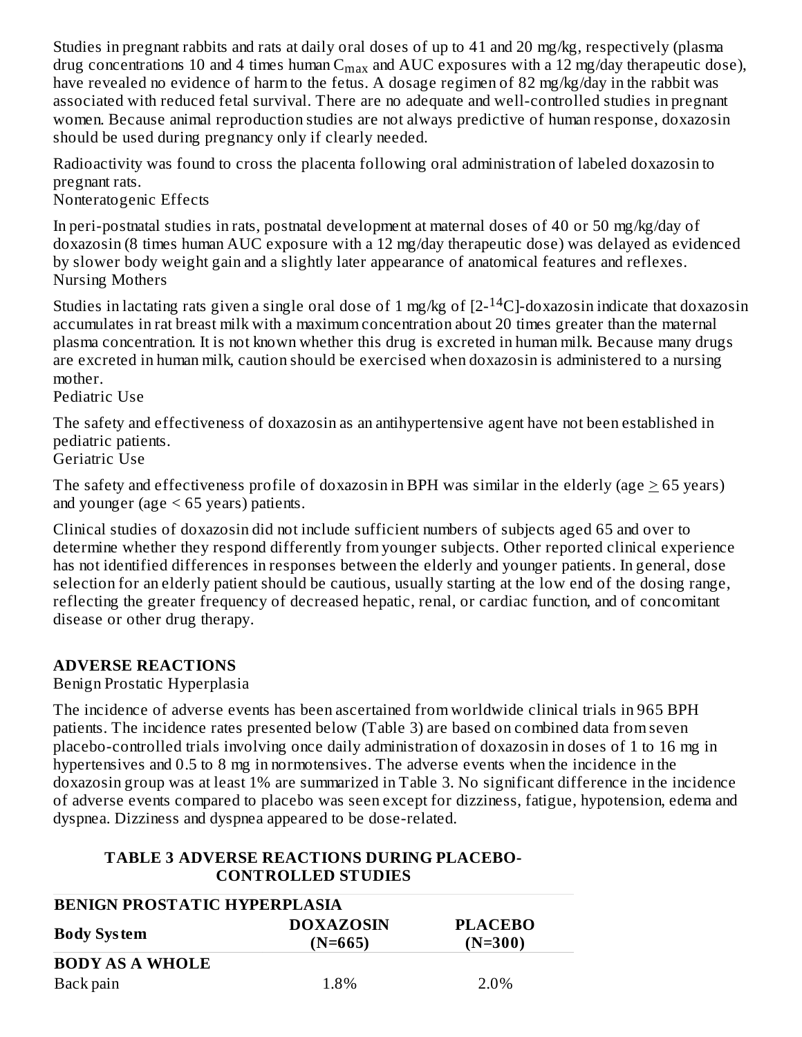Studies in pregnant rabbits and rats at daily oral doses of up to 41 and 20 mg/kg, respectively (plasma drug concentrations 10 and 4 times human $C_{max}$ and AUC exposures with a 12 mg/day therapeutic dose), have revealed no evidence of harm to the fetus. A dosage regimen of 82 mg/kg/day in the rabbit was associated with reduced fetal survival. There are no adequate and well-controlled studies in pregnant women. Because animal reproduction studies are not always predictive of human response, doxazosin should be used during pregnancy only if clearly needed.

Radioactivity was found to cross the placenta following oral administration of labeled doxazosin to pregnant rats.

Nonteratogenic Effects

In peri-postnatal studies in rats, postnatal development at maternal doses of 40 or 50 mg/kg/day of doxazosin (8 times human AUC exposure with a 12 mg/day therapeutic dose) was delayed as evidenced by slower body weight gain and a slightly later appearance of anatomical features and reflexes.

Nursing Mothers

Studies in lactating rats given a single oral dose of 1 mg/kg of [2-$^{14}$C]-doxazosin indicate that doxazosin accumulates in rat breast milk with a maximum concentration about 20 times greater than the maternal plasma concentration. It is not known whether this drug is excreted in human milk. Because many drugs are excreted in human milk, caution should be exercised when doxazosin is administered to a nursing mother.

Pediatric Use

The safety and effectiveness of doxazosin as an antihypertensive agent have not been established in pediatric patients.

Geriatric Use

The safety and effectiveness profile of doxazosin in BPH was similar in the elderly (age $\geq$ 65 years) and younger (age < 65 years) patients.

Clinical studies of doxazosin did not include sufficient numbers of subjects aged 65 and over to determine whether they respond differently from younger subjects. Other reported clinical experience has not identified differences in responses between the elderly and younger patients. In general, dose selection for an elderly patient should be cautious, usually starting at the low end of the dosing range, reflecting the greater frequency of decreased hepatic, renal, or cardiac function, and of concomitant disease or other drug therapy.

## ADVERSE REACTIONS

Benign Prostatic Hyperplasia

The incidence of adverse events has been ascertained from worldwide clinical trials in 965 BPH patients. The incidence rates presented below (Table 3) are based on combined data from seven placebo-controlled trials involving once daily administration of doxazosin in doses of 1 to 16 mg in hypertensives and 0.5 to 8 mg in normotensives. The adverse events when the incidence in the doxazosin group was at least 1% are summarized in Table 3. No significant difference in the incidence of adverse events compared to placebo was seen except for dizziness, fatigue, hypotension, edema and dyspnea. Dizziness and dyspnea appeared to be dose-related.

**TABLE 3 ADVERSE REACTIONS DURING PLACEBO-CONTROLLED STUDIES**

| **BENIGN PROSTATIC HYPERPLASIA** | | |
|---|---|---|
| **Body System** | **DOXAZOSIN (N=665)** | **PLACEBO (N=300)** |
| **BODY AS A WHOLE** | | |
| Back pain | 1.8% | 2.0% |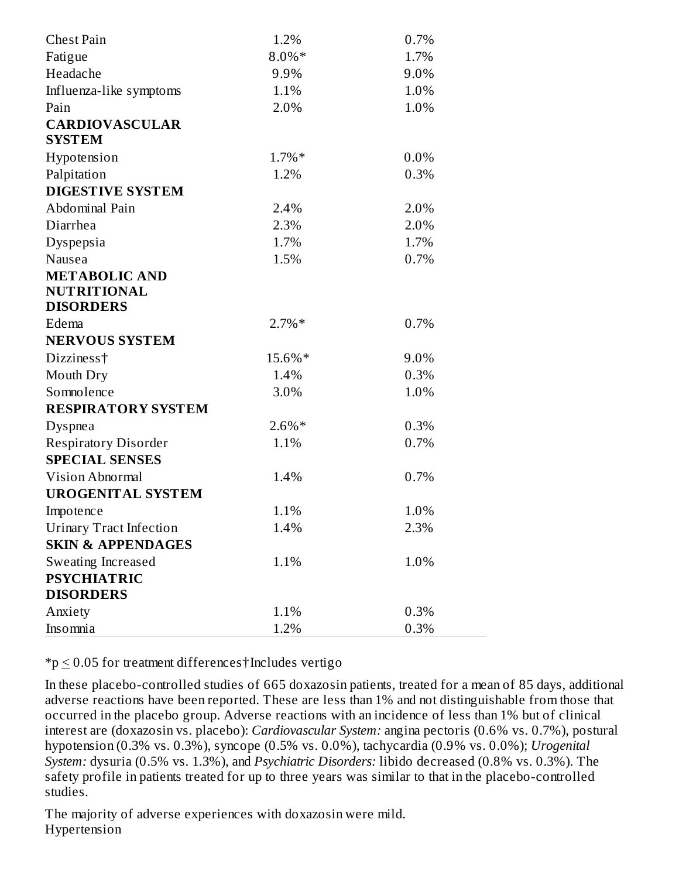| | | |
|---|---|---|
| Chest Pain | 1.2% | 0.7% |
| Fatigue | 8.0%* | 1.7% |
| Headache | 9.9% | 9.0% |
| Influenza-like symptoms | 1.1% | 1.0% |
| Pain | 2.0% | 1.0% |
| **CARDIOVASCULAR SYSTEM** | | |
| Hypotension | 1.7%* | 0.0% |
| Palpitation | 1.2% | 0.3% |
| **DIGESTIVE SYSTEM** | | |
| Abdominal Pain | 2.4% | 2.0% |
| Diarrhea | 2.3% | 2.0% |
| Dyspepsia | 1.7% | 1.7% |
| Nausea | 1.5% | 0.7% |
| **METABOLIC AND NUTRITIONAL DISORDERS** | | |
| Edema | 2.7%* | 0.7% |
| **NERVOUS SYSTEM** | | |
| Dizziness† | 15.6%* | 9.0% |
| Mouth Dry | 1.4% | 0.3% |
| Somnolence | 3.0% | 1.0% |
| **RESPIRATORY SYSTEM** | | |
| Dyspnea | 2.6%* | 0.3% |
| Respiratory Disorder | 1.1% | 0.7% |
| **SPECIAL SENSES** | | |
| Vision Abnormal | 1.4% | 0.7% |
| **UROGENITAL SYSTEM** | | |
| Impotence | 1.1% | 1.0% |
| Urinary Tract Infection | 1.4% | 2.3% |
| **SKIN & APPENDAGES** | | |
| Sweating Increased | 1.1% | 1.0% |
| **PSYCHIATRIC DISORDERS** | | |
| Anxiety | 1.1% | 0.3% |
| Insomnia | 1.2% | 0.3% |

*$p \leq 0.05$ for treatment differences†Includes vertigo

In these placebo-controlled studies of 665 doxazosin patients, treated for a mean of 85 days, additional adverse reactions have been reported. These are less than 1% and not distinguishable from those that occurred in the placebo group. Adverse reactions with an incidence of less than 1% but of clinical interest are (doxazosin vs. placebo): *Cardiovascular System:* angina pectoris (0.6% vs. 0.7%), postural hypotension (0.3% vs. 0.3%), syncope (0.5% vs. 0.0%), tachycardia (0.9% vs. 0.0%); *Urogenital System:* dysuria (0.5% vs. 1.3%), and *Psychiatric Disorders:* libido decreased (0.8% vs. 0.3%). The safety profile in patients treated for up to three years was similar to that in the placebo-controlled studies.

The majority of adverse experiences with doxazosin were mild.

Hypertension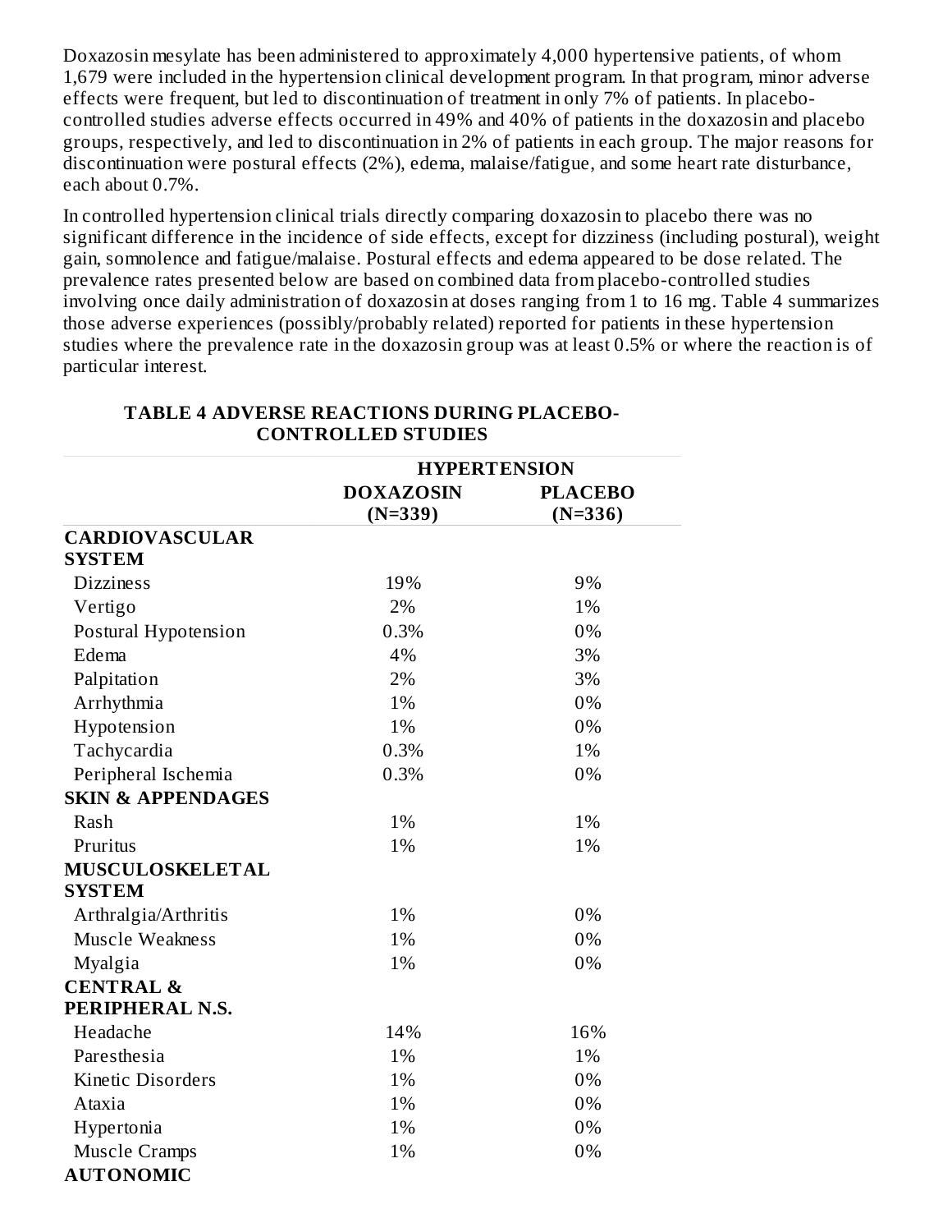Doxazosin mesylate has been administered to approximately 4,000 hypertensive patients, of whom 1,679 were included in the hypertension clinical development program. In that program, minor adverse effects were frequent, but led to discontinuation of treatment in only 7% of patients. In placebo-controlled studies adverse effects occurred in 49% and 40% of patients in the doxazosin and placebo groups, respectively, and led to discontinuation in 2% of patients in each group. The major reasons for discontinuation were postural effects (2%), edema, malaise/fatigue, and some heart rate disturbance, each about 0.7%.

In controlled hypertension clinical trials directly comparing doxazosin to placebo there was no significant difference in the incidence of side effects, except for dizziness (including postural), weight gain, somnolence and fatigue/malaise. Postural effects and edema appeared to be dose related. The prevalence rates presented below are based on combined data from placebo-controlled studies involving once daily administration of doxazosin at doses ranging from 1 to 16 mg. Table 4 summarizes those adverse experiences (possibly/probably related) reported for patients in these hypertension studies where the prevalence rate in the doxazosin group was at least 0.5% or where the reaction is of particular interest.

**TABLE 4 ADVERSE REACTIONS DURING PLACEBO-CONTROLLED STUDIES**

| | **HYPERTENSION** | |
|---|---|---|
| | **DOXAZOSIN (N=339)** | **PLACEBO (N=336)** |
| **CARDIOVASCULAR SYSTEM** | | |
| Dizziness | 19% | 9% |
| Vertigo | 2% | 1% |
| Postural Hypotension | 0.3% | 0% |
| Edema | 4% | 3% |
| Palpitation | 2% | 3% |
| Arrhythmia | 1% | 0% |
| Hypotension | 1% | 0% |
| Tachycardia | 0.3% | 1% |
| Peripheral Ischemia | 0.3% | 0% |
| **SKIN & APPENDAGES** | | |
| Rash | 1% | 1% |
| Pruritus | 1% | 1% |
| **MUSCULOSKELETAL SYSTEM** | | |
| Arthralgia/Arthritis | 1% | 0% |
| Muscle Weakness | 1% | 0% |
| Myalgia | 1% | 0% |
| **CENTRAL & PERIPHERAL N.S.** | | |
| Headache | 14% | 16% |
| Paresthesia | 1% | 1% |
| Kinetic Disorders | 1% | 0% |
| Ataxia | 1% | 0% |
| Hypertonia | 1% | 0% |
| Muscle Cramps | 1% | 0% |
| **AUTONOMIC** | | |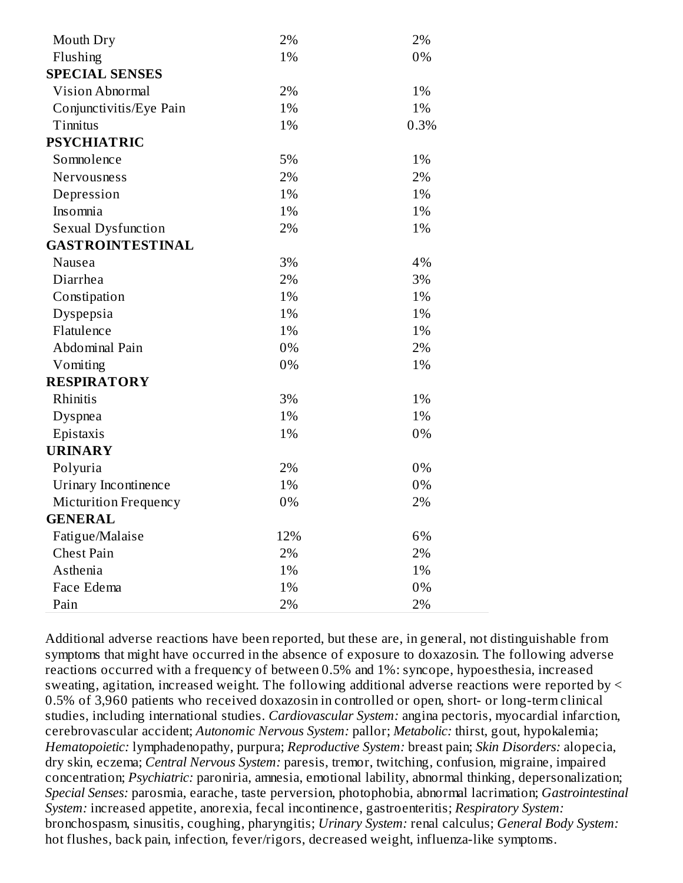| | | |
|---|---|---|
| Mouth Dry | 2% | 2% |
| Flushing | 1% | 0% |
| **SPECIAL SENSES** | | |
| Vision Abnormal | 2% | 1% |
| Conjunctivitis/Eye Pain | 1% | 1% |
| Tinnitus | 1% | 0.3% |
| **PSYCHIATRIC** | | |
| Somnolence | 5% | 1% |
| Nervousness | 2% | 2% |
| Depression | 1% | 1% |
| Insomnia | 1% | 1% |
| Sexual Dysfunction | 2% | 1% |
| **GASTROINTESTINAL** | | |
| Nausea | 3% | 4% |
| Diarrhea | 2% | 3% |
| Constipation | 1% | 1% |
| Dyspepsia | 1% | 1% |
| Flatulence | 1% | 1% |
| Abdominal Pain | 0% | 2% |
| Vomiting | 0% | 1% |
| **RESPIRATORY** | | |
| Rhinitis | 3% | 1% |
| Dyspnea | 1% | 1% |
| Epistaxis | 1% | 0% |
| **URINARY** | | |
| Polyuria | 2% | 0% |
| Urinary Incontinence | 1% | 0% |
| Micturition Frequency | 0% | 2% |
| **GENERAL** | | |
| Fatigue/Malaise | 12% | 6% |
| Chest Pain | 2% | 2% |
| Asthenia | 1% | 1% |
| Face Edema | 1% | 0% |
| Pain | 2% | 2% |

Additional adverse reactions have been reported, but these are, in general, not distinguishable from symptoms that might have occurred in the absence of exposure to doxazosin. The following adverse reactions occurred with a frequency of between 0.5% and 1%: syncope, hypoesthesia, increased sweating, agitation, increased weight. The following additional adverse reactions were reported by < 0.5% of 3,960 patients who received doxazosin in controlled or open, short- or long-term clinical studies, including international studies. *Cardiovascular System:* angina pectoris, myocardial infarction, cerebrovascular accident; *Autonomic Nervous System:* pallor; *Metabolic:* thirst, gout, hypokalemia; *Hematopoietic:* lymphadenopathy, purpura; *Reproductive System:* breast pain; *Skin Disorders:* alopecia, dry skin, eczema; *Central Nervous System:* paresis, tremor, twitching, confusion, migraine, impaired concentration; *Psychiatric:* paroniria, amnesia, emotional lability, abnormal thinking, depersonalization; *Special Senses:* parosmia, earache, taste perversion, photophobia, abnormal lacrimation; *Gastrointestinal System:* increased appetite, anorexia, fecal incontinence, gastroenteritis; *Respiratory System:* bronchospasm, sinusitis, coughing, pharyngitis; *Urinary System:* renal calculus; *General Body System:* hot flushes, back pain, infection, fever/rigors, decreased weight, influenza-like symptoms.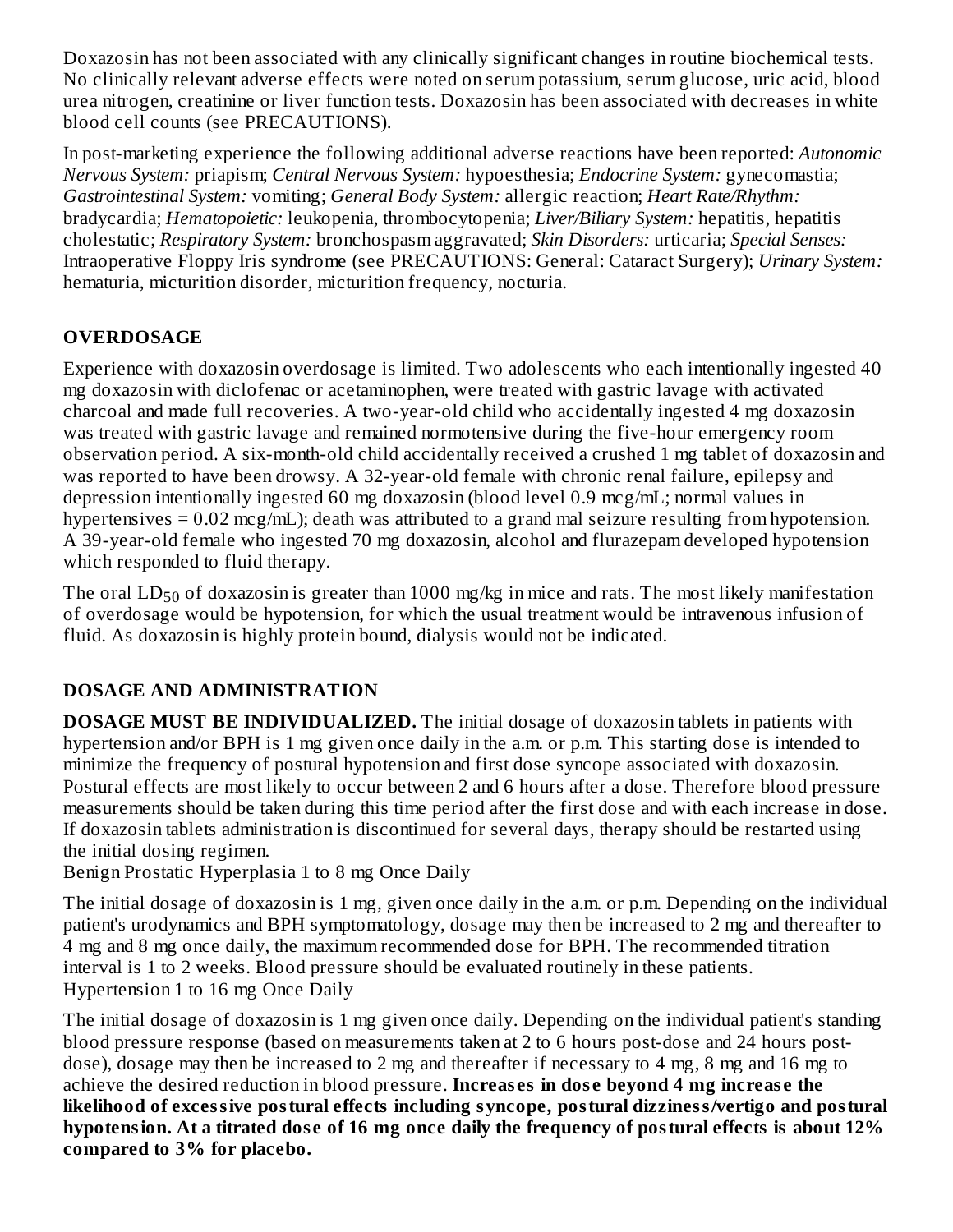Doxazosin has not been associated with any clinically significant changes in routine biochemical tests. No clinically relevant adverse effects were noted on serum potassium, serum glucose, uric acid, blood urea nitrogen, creatinine or liver function tests. Doxazosin has been associated with decreases in white blood cell counts (see PRECAUTIONS).

In post-marketing experience the following additional adverse reactions have been reported: *Autonomic Nervous System:* priapism; *Central Nervous System:* hypoesthesia; *Endocrine System:* gynecomastia; *Gastrointestinal System:* vomiting; *General Body System:* allergic reaction; *Heart Rate/Rhythm:* bradycardia; *Hematopoietic:* leukopenia, thrombocytopenia; *Liver/Biliary System:* hepatitis, hepatitis cholestatic; *Respiratory System:* bronchospasm aggravated; *Skin Disorders:* urticaria; *Special Senses:* Intraoperative Floppy Iris syndrome (see PRECAUTIONS: General: Cataract Surgery); *Urinary System:* hematuria, micturition disorder, micturition frequency, nocturia.

## OVERDOSAGE

Experience with doxazosin overdosage is limited. Two adolescents who each intentionally ingested 40 mg doxazosin with diclofenac or acetaminophen, were treated with gastric lavage with activated charcoal and made full recoveries. A two-year-old child who accidentally ingested 4 mg doxazosin was treated with gastric lavage and remained normotensive during the five-hour emergency room observation period. A six-month-old child accidentally received a crushed 1 mg tablet of doxazosin and was reported to have been drowsy. A 32-year-old female with chronic renal failure, epilepsy and depression intentionally ingested 60 mg doxazosin (blood level 0.9 mcg/mL; normal values in hypertensives = 0.02 mcg/mL); death was attributed to a grand mal seizure resulting from hypotension. A 39-year-old female who ingested 70 mg doxazosin, alcohol and flurazepam developed hypotension which responded to fluid therapy.

The oral $LD_{50}$ of doxazosin is greater than 1000 mg/kg in mice and rats. The most likely manifestation of overdosage would be hypotension, for which the usual treatment would be intravenous infusion of fluid. As doxazosin is highly protein bound, dialysis would not be indicated.

## DOSAGE AND ADMINISTRATION

**DOSAGE MUST BE INDIVIDUALIZED.** The initial dosage of doxazosin tablets in patients with hypertension and/or BPH is 1 mg given once daily in the a.m. or p.m. This starting dose is intended to minimize the frequency of postural hypotension and first dose syncope associated with doxazosin. Postural effects are most likely to occur between 2 and 6 hours after a dose. Therefore blood pressure measurements should be taken during this time period after the first dose and with each increase in dose. If doxazosin tablets administration is discontinued for several days, therapy should be restarted using the initial dosing regimen.

Benign Prostatic Hyperplasia 1 to 8 mg Once Daily

The initial dosage of doxazosin is 1 mg, given once daily in the a.m. or p.m. Depending on the individual patient's urodynamics and BPH symptomatology, dosage may then be increased to 2 mg and thereafter to 4 mg and 8 mg once daily, the maximum recommended dose for BPH. The recommended titration interval is 1 to 2 weeks. Blood pressure should be evaluated routinely in these patients.

Hypertension 1 to 16 mg Once Daily

The initial dosage of doxazosin is 1 mg given once daily. Depending on the individual patient's standing blood pressure response (based on measurements taken at 2 to 6 hours post-dose and 24 hours post-dose), dosage may then be increased to 2 mg and thereafter if necessary to 4 mg, 8 mg and 16 mg to achieve the desired reduction in blood pressure. **Increases in dose beyond 4 mg increase the likelihood of excessive postural effects including syncope, postural dizziness/vertigo and postural hypotension. At a titrated dose of 16 mg once daily the frequency of postural effects is about 12% compared to 3% for placebo.**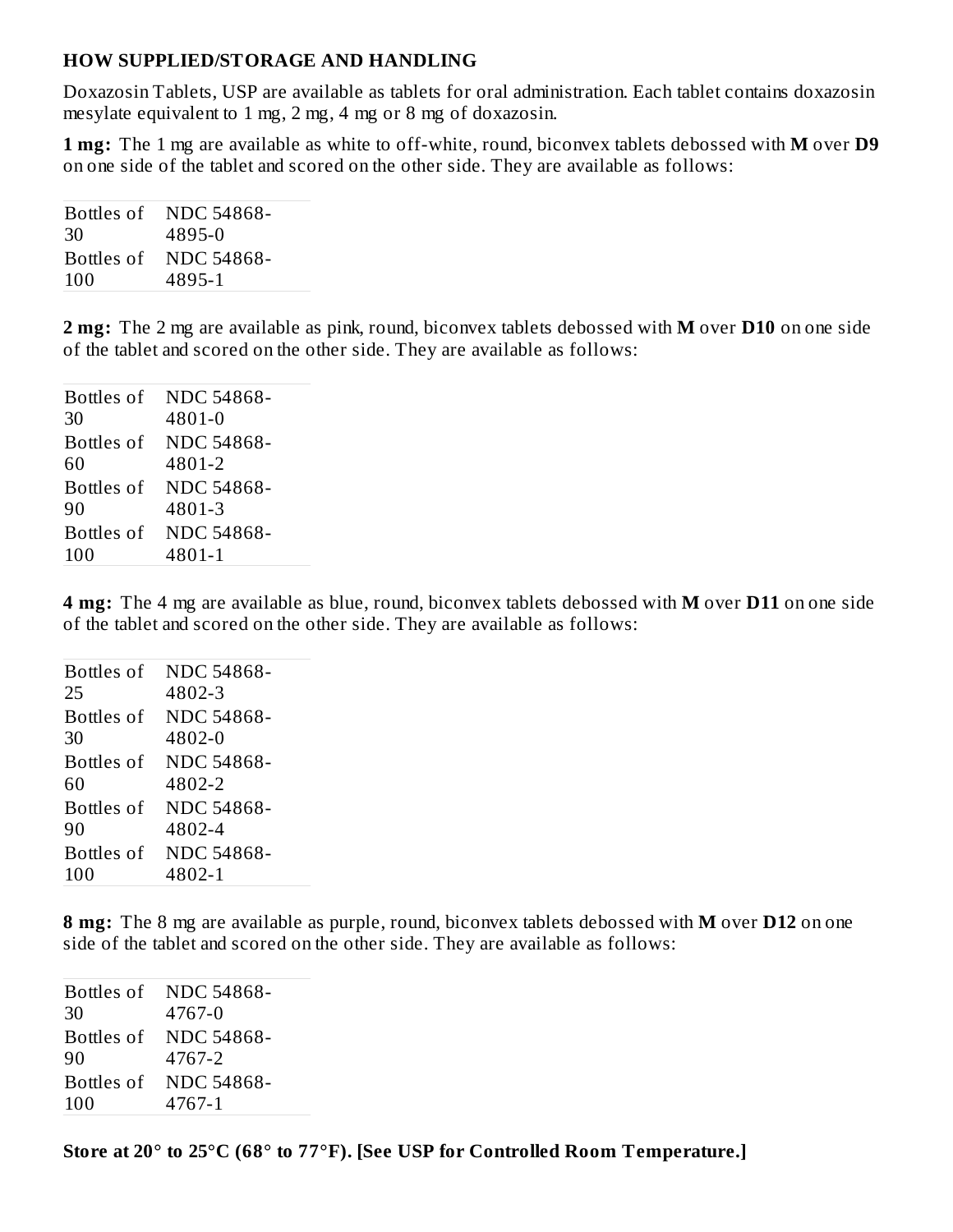## HOW SUPPLIED/STORAGE AND HANDLING

Doxazosin Tablets, USP are available as tablets for oral administration. Each tablet contains doxazosin mesylate equivalent to 1 mg, 2 mg, 4 mg or 8 mg of doxazosin.

**1 mg:** The 1 mg are available as white to off-white, round, biconvex tablets debossed with **M** over **D9** on one side of the tablet and scored on the other side. They are available as follows:

| | |
|---|---|
| Bottles of 30 | NDC 54868-4895-0 |
| Bottles of 100 | NDC 54868-4895-1 |

**2 mg:** The 2 mg are available as pink, round, biconvex tablets debossed with **M** over **D10** on one side of the tablet and scored on the other side. They are available as follows:

| | |
|---|---|
| Bottles of 30 | NDC 54868-4801-0 |
| Bottles of 60 | NDC 54868-4801-2 |
| Bottles of 90 | NDC 54868-4801-3 |
| Bottles of 100 | NDC 54868-4801-1 |

**4 mg:** The 4 mg are available as blue, round, biconvex tablets debossed with **M** over **D11** on one side of the tablet and scored on the other side. They are available as follows:

| | |
|---|---|
| Bottles of 25 | NDC 54868-4802-3 |
| Bottles of 30 | NDC 54868-4802-0 |
| Bottles of 60 | NDC 54868-4802-2 |
| Bottles of 90 | NDC 54868-4802-4 |
| Bottles of 100 | NDC 54868-4802-1 |

**8 mg:** The 8 mg are available as purple, round, biconvex tablets debossed with **M** over **D12** on one side of the tablet and scored on the other side. They are available as follows:

| | |
|---|---|
| Bottles of 30 | NDC 54868-4767-0 |
| Bottles of 90 | NDC 54868-4767-2 |
| Bottles of 100 | NDC 54868-4767-1 |

**Store at 20° to 25°C (68° to 77°F). [See USP for Controlled Room Temperature.]**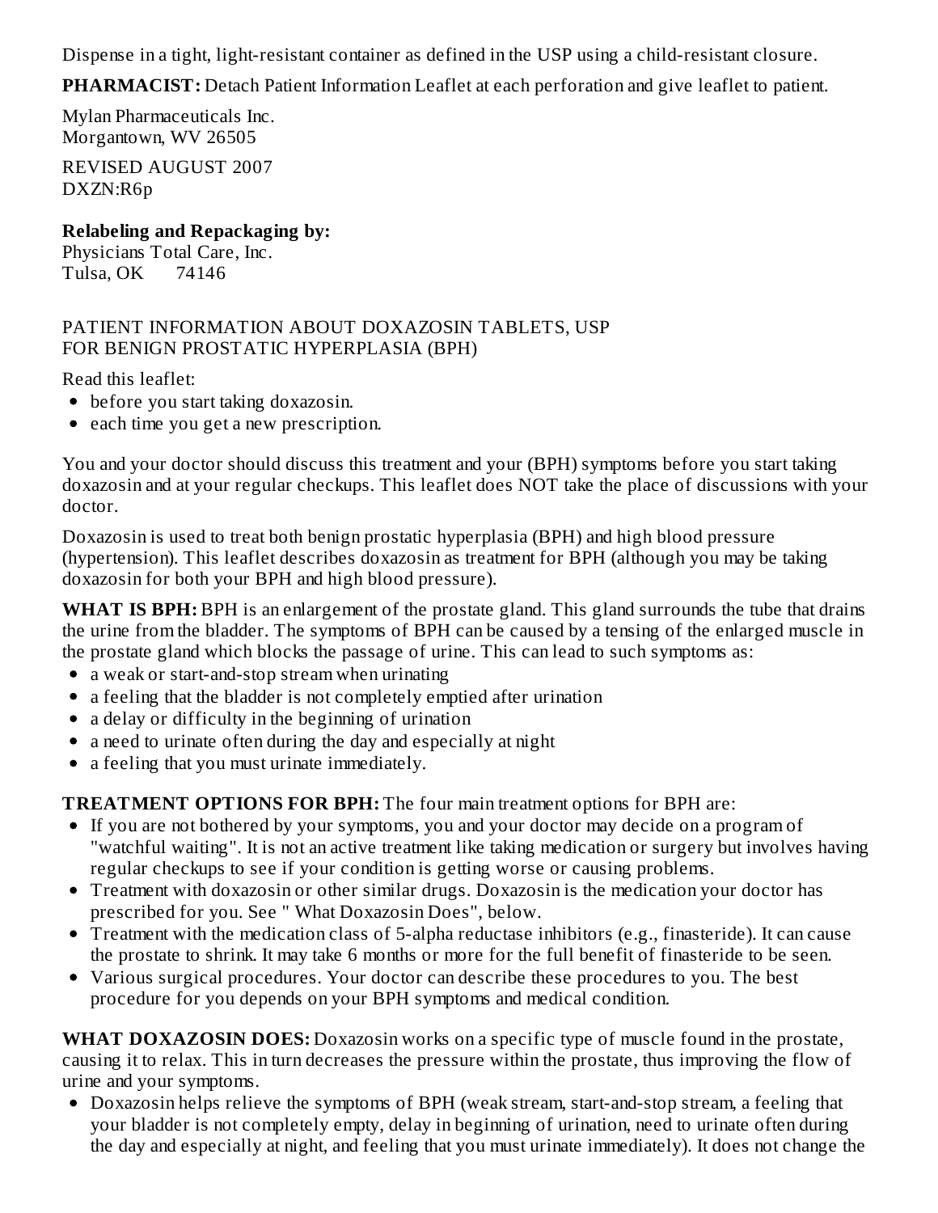Dispense in a tight, light-resistant container as defined in the USP using a child-resistant closure.

**PHARMACIST:** Detach Patient Information Leaflet at each perforation and give leaflet to patient.

Mylan Pharmaceuticals Inc.
Morgantown, WV 26505

REVISED AUGUST 2007
DXZN:R6p

**Relabeling and Repackaging by:**
Physicians Total Care, Inc.
Tulsa, OK 74146

PATIENT INFORMATION ABOUT DOXAZOSIN TABLETS, USP
FOR BENIGN PROSTATIC HYPERPLASIA (BPH)

Read this leaflet:

- before you start taking doxazosin.
- each time you get a new prescription.

You and your doctor should discuss this treatment and your (BPH) symptoms before you start taking doxazosin and at your regular checkups. This leaflet does NOT take the place of discussions with your doctor.

Doxazosin is used to treat both benign prostatic hyperplasia (BPH) and high blood pressure (hypertension). This leaflet describes doxazosin as treatment for BPH (although you may be taking doxazosin for both your BPH and high blood pressure).

**WHAT IS BPH:** BPH is an enlargement of the prostate gland. This gland surrounds the tube that drains the urine from the bladder. The symptoms of BPH can be caused by a tensing of the enlarged muscle in the prostate gland which blocks the passage of urine. This can lead to such symptoms as:

- a weak or start-and-stop stream when urinating
- a feeling that the bladder is not completely emptied after urination
- a delay or difficulty in the beginning of urination
- a need to urinate often during the day and especially at night
- a feeling that you must urinate immediately.

**TREATMENT OPTIONS FOR BPH:** The four main treatment options for BPH are:

- If you are not bothered by your symptoms, you and your doctor may decide on a program of "watchful waiting". It is not an active treatment like taking medication or surgery but involves having regular checkups to see if your condition is getting worse or causing problems.
- Treatment with doxazosin or other similar drugs. Doxazosin is the medication your doctor has prescribed for you. See " What Doxazosin Does", below.
- Treatment with the medication class of 5-alpha reductase inhibitors (e.g., finasteride). It can cause the prostate to shrink. It may take 6 months or more for the full benefit of finasteride to be seen.
- Various surgical procedures. Your doctor can describe these procedures to you. The best procedure for you depends on your BPH symptoms and medical condition.

**WHAT DOXAZOSIN DOES:** Doxazosin works on a specific type of muscle found in the prostate, causing it to relax. This in turn decreases the pressure within the prostate, thus improving the flow of urine and your symptoms.

- Doxazosin helps relieve the symptoms of BPH (weak stream, start-and-stop stream, a feeling that your bladder is not completely empty, delay in beginning of urination, need to urinate often during the day and especially at night, and feeling that you must urinate immediately). It does not change the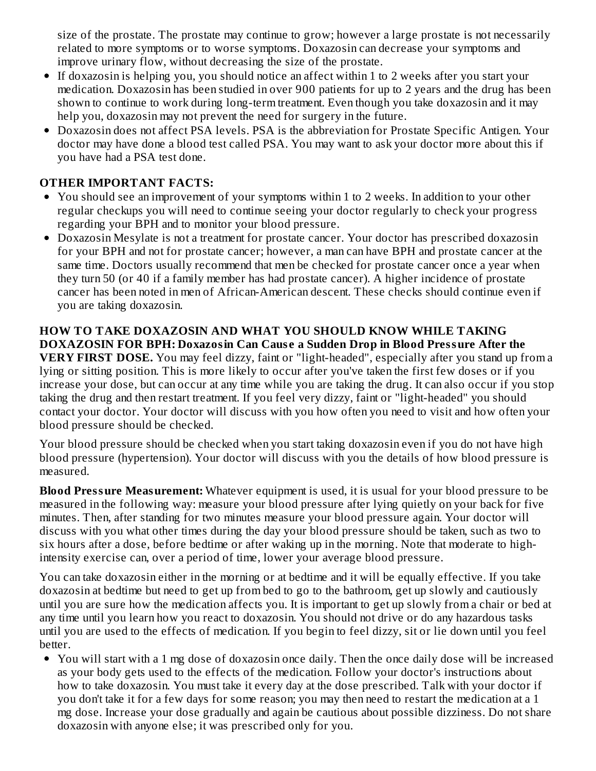size of the prostate. The prostate may continue to grow; however a large prostate is not necessarily related to more symptoms or to worse symptoms. Doxazosin can decrease your symptoms and improve urinary flow, without decreasing the size of the prostate.

- If doxazosin is helping you, you should notice an affect within 1 to 2 weeks after you start your medication. Doxazosin has been studied in over 900 patients for up to 2 years and the drug has been shown to continue to work during long-term treatment. Even though you take doxazosin and it may help you, doxazosin may not prevent the need for surgery in the future.
- Doxazosin does not affect PSA levels. PSA is the abbreviation for Prostate Specific Antigen. Your doctor may have done a blood test called PSA. You may want to ask your doctor more about this if you have had a PSA test done.

**OTHER IMPORTANT FACTS:**

- You should see an improvement of your symptoms within 1 to 2 weeks. In addition to your other regular checkups you will need to continue seeing your doctor regularly to check your progress regarding your BPH and to monitor your blood pressure.
- Doxazosin Mesylate is not a treatment for prostate cancer. Your doctor has prescribed doxazosin for your BPH and not for prostate cancer; however, a man can have BPH and prostate cancer at the same time. Doctors usually recommend that men be checked for prostate cancer once a year when they turn 50 (or 40 if a family member has had prostate cancer). A higher incidence of prostate cancer has been noted in men of African-American descent. These checks should continue even if you are taking doxazosin.

**HOW TO TAKE DOXAZOSIN AND WHAT YOU SHOULD KNOW WHILE TAKING DOXAZOSIN FOR BPH: Doxazosin Can Cause a Sudden Drop in Blood Pressure After the VERY FIRST DOSE.** You may feel dizzy, faint or "light-headed", especially after you stand up from a lying or sitting position. This is more likely to occur after you've taken the first few doses or if you increase your dose, but can occur at any time while you are taking the drug. It can also occur if you stop taking the drug and then restart treatment. If you feel very dizzy, faint or "light-headed" you should contact your doctor. Your doctor will discuss with you how often you need to visit and how often your blood pressure should be checked.

Your blood pressure should be checked when you start taking doxazosin even if you do not have high blood pressure (hypertension). Your doctor will discuss with you the details of how blood pressure is measured.

**Blood Pressure Measurement:** Whatever equipment is used, it is usual for your blood pressure to be measured in the following way: measure your blood pressure after lying quietly on your back for five minutes. Then, after standing for two minutes measure your blood pressure again. Your doctor will discuss with you what other times during the day your blood pressure should be taken, such as two to six hours after a dose, before bedtime or after waking up in the morning. Note that moderate to high-intensity exercise can, over a period of time, lower your average blood pressure.

You can take doxazosin either in the morning or at bedtime and it will be equally effective. If you take doxazosin at bedtime but need to get up from bed to go to the bathroom, get up slowly and cautiously until you are sure how the medication affects you. It is important to get up slowly from a chair or bed at any time until you learn how you react to doxazosin. You should not drive or do any hazardous tasks until you are used to the effects of medication. If you begin to feel dizzy, sit or lie down until you feel better.

- You will start with a 1 mg dose of doxazosin once daily. Then the once daily dose will be increased as your body gets used to the effects of the medication. Follow your doctor's instructions about how to take doxazosin. You must take it every day at the dose prescribed. Talk with your doctor if you don't take it for a few days for some reason; you may then need to restart the medication at a 1 mg dose. Increase your dose gradually and again be cautious about possible dizziness. Do not share doxazosin with anyone else; it was prescribed only for you.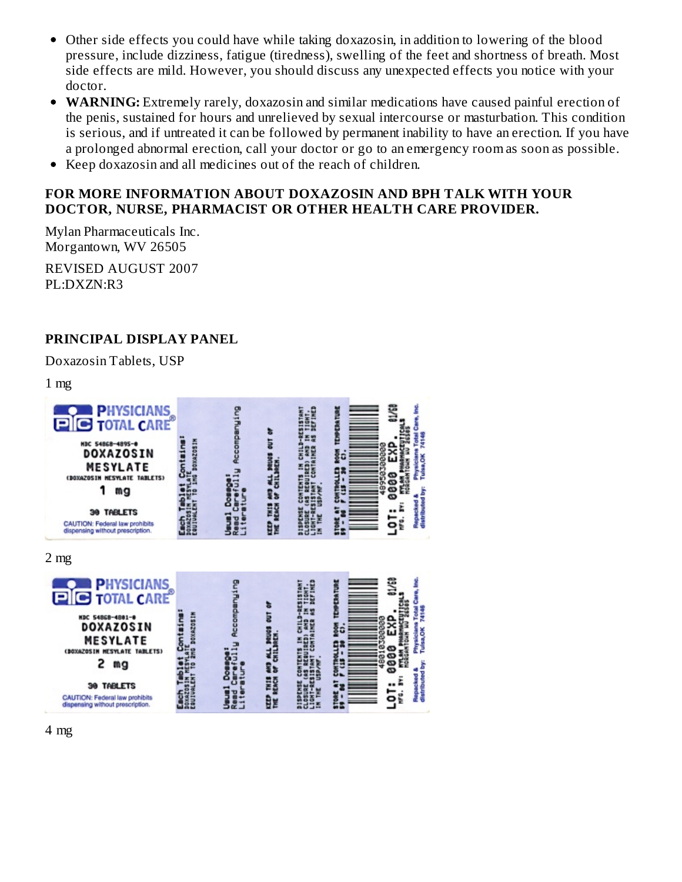- Other side effects you could have while taking doxazosin, in addition to lowering of the blood pressure, include dizziness, fatigue (tiredness), swelling of the feet and shortness of breath. Most side effects are mild. However, you should discuss any unexpected effects you notice with your doctor.
- **WARNING:** Extremely rarely, doxazosin and similar medications have caused painful erection of the penis, sustained for hours and unrelieved by sexual intercourse or masturbation. This condition is serious, and if untreated it can be followed by permanent inability to have an erection. If you have a prolonged abnormal erection, call your doctor or go to an emergency room as soon as possible.
- Keep doxazosin and all medicines out of the reach of children.

**FOR MORE INFORMATION ABOUT DOXAZOSIN AND BPH TALK WITH YOUR DOCTOR, NURSE, PHARMACIST OR OTHER HEALTH CARE PROVIDER.**

Mylan Pharmaceuticals Inc.
Morgantown, WV 26505

REVISED AUGUST 2007
PL:DXZN:R3

## PRINCIPAL DISPLAY PANEL

Doxazosin Tablets, USP

1 mg

PHYSICIANS TOTAL CARE®
NDC 54868-4895-0
DOXAZOSIN MESYLATE
(DOXAZOSIN MESYLATE TABLETS)
1 mg
30 TABLETS
CAUTION: Federal law prohibits dispensing without prescription.

Each Tablet Contains: DOXAZOSIN MESYLATE EQUIVALENT TO 1MG DOXAZOSIN

Usual Dosage: Read Carefully Accompanying Literature

KEEP THIS AND ALL DRUGS OUT OF THE REACH OF CHILDREN.

DISPENSE CONTENTS IN CHILD-RESISTANT CLOSURE (AS REQUIRED) AND IN TIGHT, LIGHT-RESISTANT CONTAINER AS DEFINED IN THE USP/NF.

STORE AT CONTROLLED ROOM TEMPERATURE 59 - 86 F (15 - 30 C).

LOT: 0000 EXP. 01/60
MFG. BY: MYLAN PHARMACEUTICALS MORGANTOWN WV 26505
Repacked & distributed by: Physicians Total Care, Inc. Tulsa, OK 74146

2 mg

PHYSICIANS TOTAL CARE®
NDC 54868-4801-0
DOXAZOSIN MESYLATE
(DOXAZOSIN MESYLATE TABLETS)
2 mg
30 TABLETS
CAUTION: Federal law prohibits dispensing without prescription.

Each Tablet Contains: DOXAZOSIN MESYLATE EQUIVALENT TO 2MG DOXAZOSIN

Usual Dosage: Read Carefully Accompanying Literature

KEEP THIS AND ALL DRUGS OUT OF THE REACH OF CHILDREN.

DISPENSE CONTENTS IN CHILD-RESISTANT CLOSURE (AS REQUIRED) AND IN TIGHT, LIGHT-RESISTANT CONTAINER AS DEFINED IN THE USP/NF.

STORE AT CONTROLLED ROOM TEMPERATURE 59 - 86 F (15 - 30 C).

LOT: 0000 EXP. 01/60
MFG. BY: MYLAN PHARMACEUTICALS MORGANTOWN WV 26505
Repacked & distributed by: Physicians Total Care, Inc. Tulsa, OK 74146

4 mg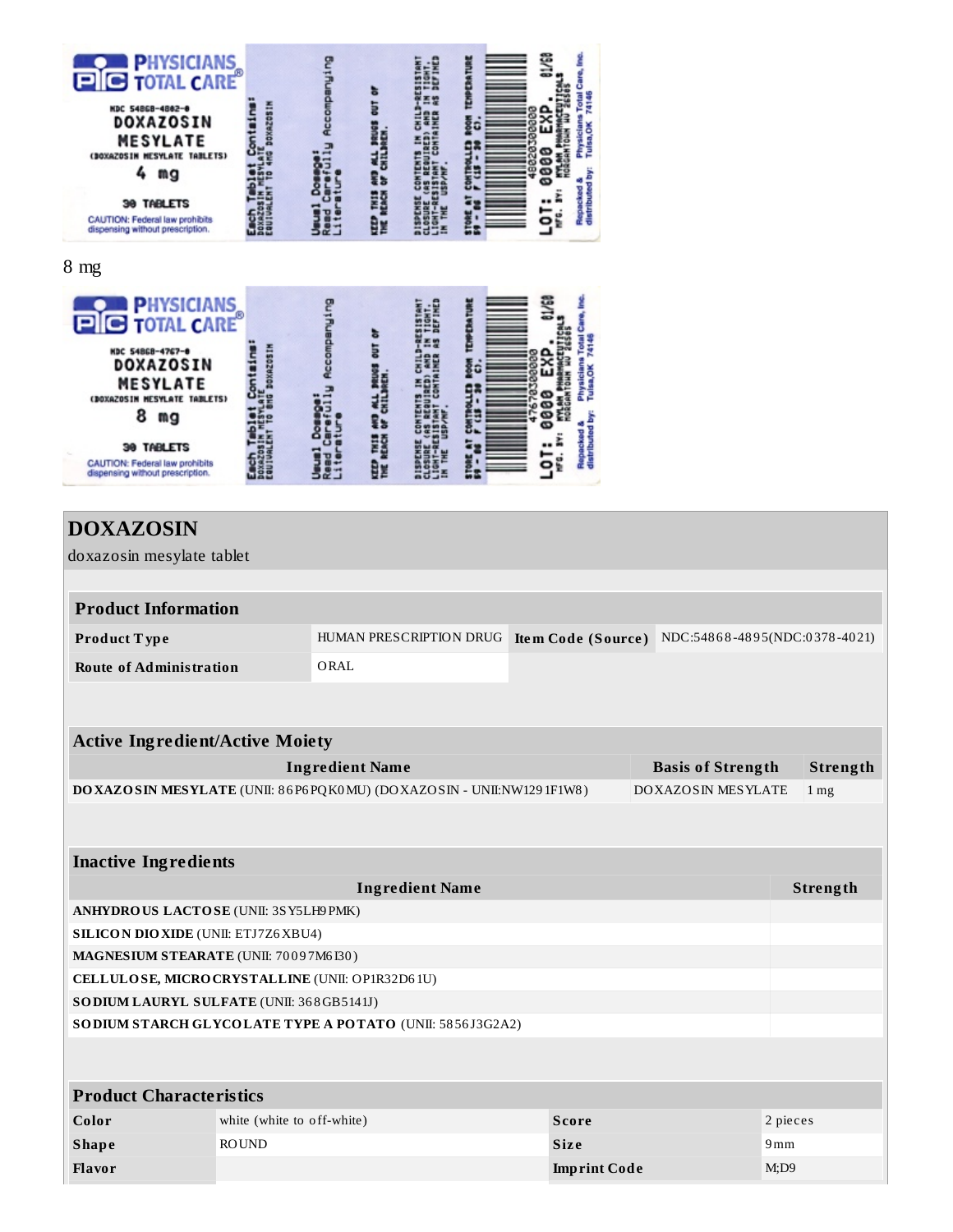**PHYSICIANS TOTAL CARE**

NDC 54868-4802-0
DOXAZOSIN MESYLATE
(DOXAZOSIN MESYLATE TABLETS)
4 mg
30 TABLETS
CAUTION: Federal law prohibits dispensing without prescription.

Each Tablet Contains: DOXAZOSIN MESYLATE EQUIVALENT TO 4MG DOXAZOSIN

Usual Dosage: Read Carefully Accompanying Literature

KEEP THIS AND ALL DRUGS OUT OF THE REACH OF CHILDREN.

DISPENSE CONTENTS IN CHILD-RESISTANT CLOSURE (AS REQUIRED) AND IN TIGHT, LIGHT-RESISTANT CONTAINER AS DEFINED IN THE USP/NF.

STORE AT CONTROLLED ROOM TEMPERATURE 59 - 86 F (15 - 30 C).

LOT: 0000 EXP. 01/00

MFG. BY: MYLAN PHARMACEUTICALS MORGANTOWN WV 26505

Repackaged & distributed by: Physicians Total Care, Inc. Tulsa, OK 74146

8 mg

**PHYSICIANS TOTAL CARE**

NDC 54868-4767-0
DOXAZOSIN MESYLATE
(DOXAZOSIN MESYLATE TABLETS)
8 mg
30 TABLETS
CAUTION: Federal law prohibits dispensing without prescription.

Each Tablet Contains: DOXAZOSIN MESYLATE EQUIVALENT TO 8MG DOXAZOSIN

Usual Dosage: Read Carefully Accompanying Literature

KEEP THIS AND ALL DRUGS OUT OF THE REACH OF CHILDREN.

DISPENSE CONTENTS IN CHILD-RESISTANT CLOSURE (AS REQUIRED) AND IN TIGHT, LIGHT-RESISTANT CONTAINER AS DEFINED IN THE USP/NF.

STORE AT CONTROLLED ROOM TEMPERATURE 59 - 86 F (15 - 30 C).

LOT: 0000 EXP. 01/00

MFG. BY: MYLAN PHARMACEUTICALS MORGANTOWN WV 26505

Repackaged & distributed by: Physicians Total Care, Inc. Tulsa, OK 74146

## DOXAZOSIN

doxazosin mesylate tablet

### Product Information

| | | | |
|---|---|---|---|
| **Product Type** | HUMAN PRESCRIPTION DRUG | **Item Code (Source)** | NDC:54868-4895(NDC:0378-4021) |
| **Route of Administration** | ORAL | | |

### Active Ingredient/Active Moiety

| Ingredient Name | Basis of Strength | Strength |
|---|---|---|
| **DOXAZOSIN MESYLATE** (UNII: 86P6PQK0MU) (DOXAZOSIN - UNII:NW1291F1W8) | DOXAZOSIN MESYLATE | 1 mg |

### Inactive Ingredients

| Ingredient Name | Strength |
|---|---|
| **ANHYDROUS LACTOSE** (UNII: 3SY5LH9PMK) | |
| **SILICON DIOXIDE** (UNII: ETJ7Z6XBU4) | |
| **MAGNESIUM STEARATE** (UNII: 70097M6I30) | |
| **CELLULOSE, MICROCRYSTALLINE** (UNII: OP1R32D61U) | |
| **SODIUM LAURYL SULFATE** (UNII: 368GB5141J) | |
| **SODIUM STARCH GLYCOLATE TYPE A POTATO** (UNII: 5856J3G2A2) | |

### Product Characteristics

| | | | |
|---|---|---|---|
| **Color** | white (white to off-white) | **Score** | 2 pieces |
| **Shape** | ROUND | **Size** | 9mm |
| **Flavor** | | **Imprint Code** | M;D9 |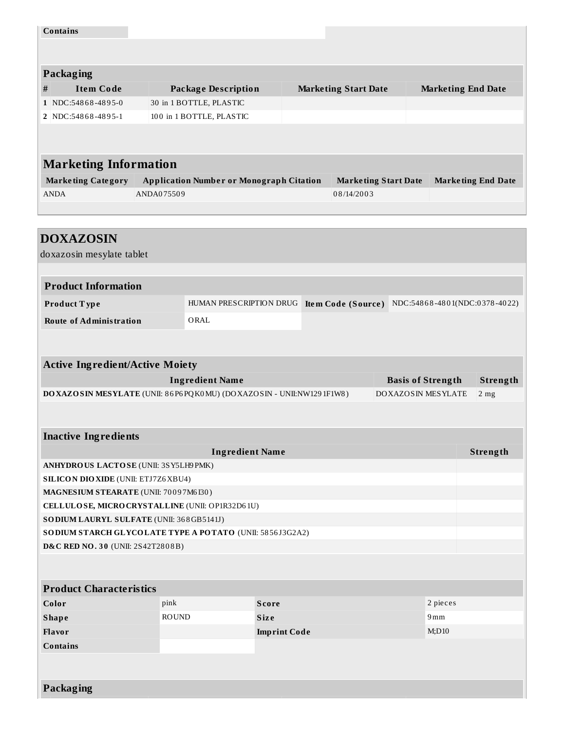| Contains | |
|---|---|

| Packaging | | | | |
|---|---|---|---|---|
| # | Item Code | Package Description | Marketing Start Date | Marketing End Date |
| 1 | NDC:54868-4895-0 | 30 in 1 BOTTLE, PLASTIC | | |
| 2 | NDC:54868-4895-1 | 100 in 1 BOTTLE, PLASTIC | | |

| Marketing Information | | | |
|---|---|---|---|
| Marketing Category | Application Number or Monograph Citation | Marketing Start Date | Marketing End Date |
| ANDA | ANDA075509 | 08/14/2003 | |

## DOXAZOSIN

doxazosin mesylate tablet

| Product Information | | | |
|---|---|---|---|
| Product Type | HUMAN PRESCRIPTION DRUG | Item Code (Source) | NDC:54868-4801(NDC:0378-4022) |
| Route of Administration | ORAL | | |

| Active Ingredient/Active Moiety | | |
|---|---|---|
| Ingredient Name | Basis of Strength | Strength |
| **DOXAZOSIN MESYLATE** (UNII: 86P6PQK0MU) (DOXAZOSIN - UNII:NW1291F1W8) | DOXAZOSIN MESYLATE | 2 mg |

| Inactive Ingredients | |
|---|---|
| Ingredient Name | Strength |
| **ANHYDROUS LACTOSE** (UNII: 3SY5LH9PMK) | |
| **SILICON DIOXIDE** (UNII: ETJ7Z6XBU4) | |
| **MAGNESIUM STEARATE** (UNII: 70097M6I30) | |
| **CELLULOSE, MICROCRYSTALLINE** (UNII: OP1R32D61U) | |
| **SODIUM LAURYL SULFATE** (UNII: 368GB5141J) | |
| **SODIUM STARCH GLYCOLATE TYPE A POTATO** (UNII: 5856J3G2A2) | |
| **D&C RED NO. 30** (UNII: 2S42T2808B) | |

| Product Characteristics | | | |
|---|---|---|---|
| Color | pink | Score | 2 pieces |
| Shape | ROUND | Size | 9mm |
| Flavor | | Imprint Code | M;D10 |
| Contains | | | |

| Packaging |
|---|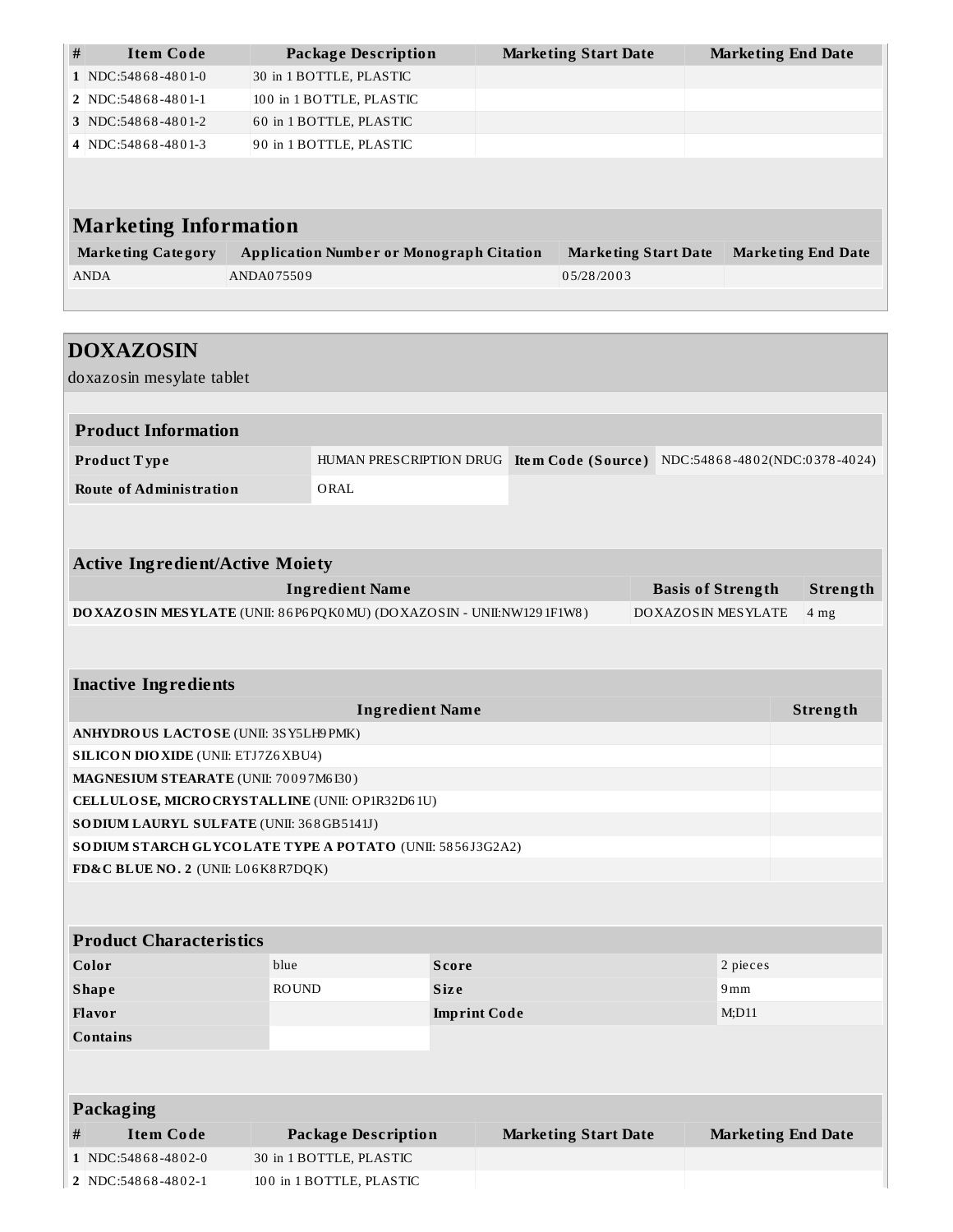| # | Item Code | Package Description | Marketing Start Date | Marketing End Date |
| --- | --- | --- | --- | --- |
| 1 | NDC:54868-4801-0 | 30 in 1 BOTTLE, PLASTIC | | |
| 2 | NDC:54868-4801-1 | 100 in 1 BOTTLE, PLASTIC | | |
| 3 | NDC:54868-4801-2 | 60 in 1 BOTTLE, PLASTIC | | |
| 4 | NDC:54868-4801-3 | 90 in 1 BOTTLE, PLASTIC | | |

## Marketing Information

| Marketing Category | Application Number or Monograph Citation | Marketing Start Date | Marketing End Date |
| --- | --- | --- | --- |
| ANDA | ANDA075509 | 05/28/2003 | |

# DOXAZOSIN

doxazosin mesylate tablet

## Product Information

| Product Type | HUMAN PRESCRIPTION DRUG | Item Code (Source) | NDC:54868-4802(NDC:0378-4024) |
| --- | --- | --- | --- |
| Route of Administration | ORAL | | |

## Active Ingredient/Active Moiety

| Ingredient Name | Basis of Strength | Strength |
| --- | --- | --- |
| **DOXAZOSIN MESYLATE** (UNII: 86P6PQK0MU) (DOXAZOSIN - UNII:NW1291F1W8) | DOXAZOSIN MESYLATE | 4 mg |

## Inactive Ingredients

| Ingredient Name | Strength |
| --- | --- |
| **ANHYDROUS LACTOSE** (UNII: 3SY5LH9PMK) | |
| **SILICON DIOXIDE** (UNII: ETJ7Z6XBU4) | |
| **MAGNESIUM STEARATE** (UNII: 70097M6I30) | |
| **CELLULOSE, MICROCRYSTALLINE** (UNII: OP1R32D61U) | |
| **SODIUM LAURYL SULFATE** (UNII: 368GB5141J) | |
| **SODIUM STARCH GLYCOLATE TYPE A POTATO** (UNII: 5856J3G2A2) | |
| **FD&C BLUE NO. 2** (UNII: L06K8R7DQK) | |

## Product Characteristics

| Color | blue | Score | 2 pieces |
| --- | --- | --- | --- |
| Shape | ROUND | Size | 9mm |
| Flavor | | Imprint Code | M;D11 |
| Contains | | | |

## Packaging

| # | Item Code | Package Description | Marketing Start Date | Marketing End Date |
| --- | --- | --- | --- | --- |
| 1 | NDC:54868-4802-0 | 30 in 1 BOTTLE, PLASTIC | | |
| 2 | NDC:54868-4802-1 | 100 in 1 BOTTLE, PLASTIC | | |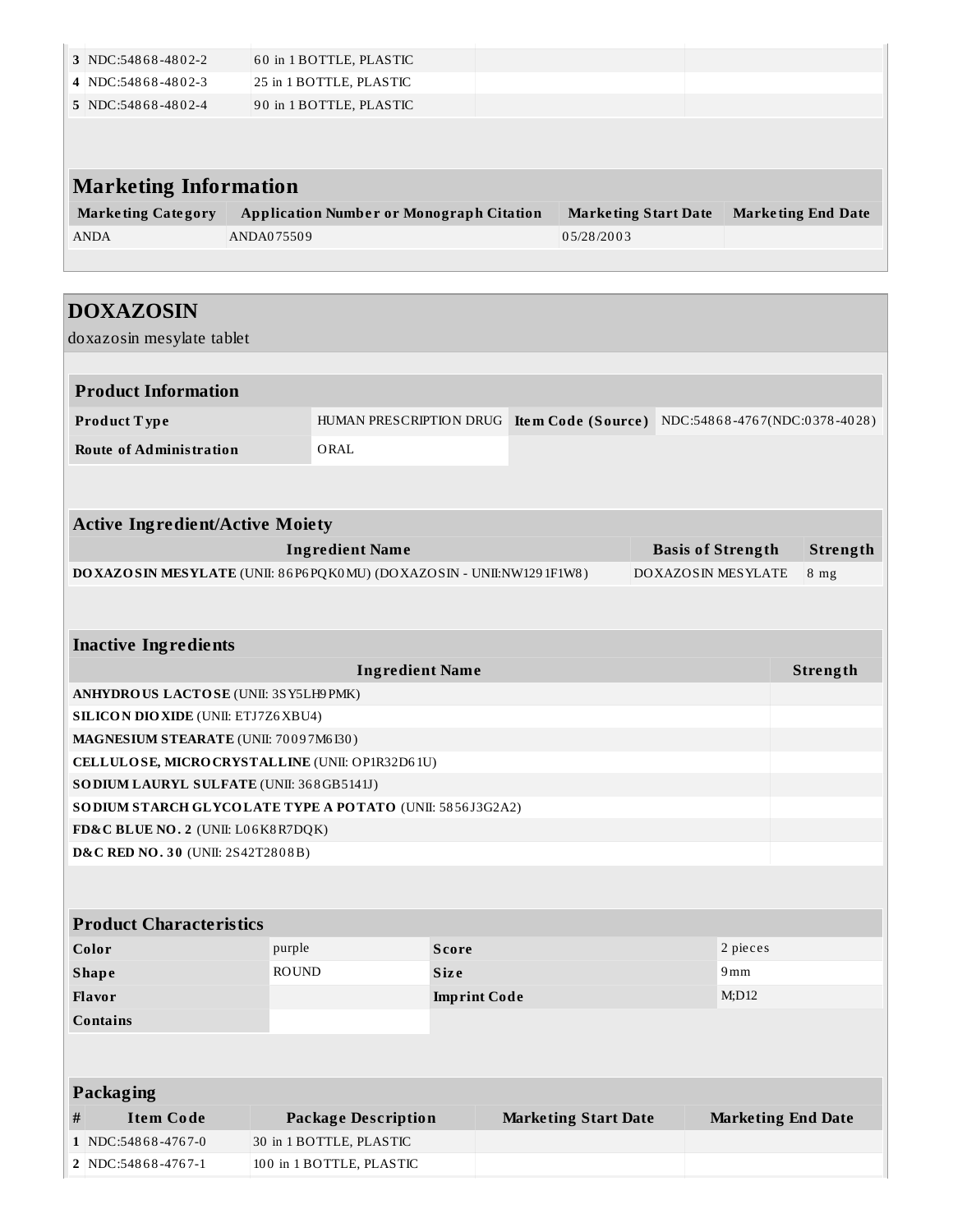| # | Item Code | Package Description | Marketing Start Date | Marketing End Date |
|---|---|---|---|---|
| 3 | NDC:54868-4802-2 | 60 in 1 BOTTLE, PLASTIC | | |
| 4 | NDC:54868-4802-3 | 25 in 1 BOTTLE, PLASTIC | | |
| 5 | NDC:54868-4802-4 | 90 in 1 BOTTLE, PLASTIC | | |

## Marketing Information

| Marketing Category | Application Number or Monograph Citation | Marketing Start Date | Marketing End Date |
|---|---|---|---|
| ANDA | ANDA075509 | 05/28/2003 | |

# DOXAZOSIN

doxazosin mesylate tablet

## Product Information

| Product Type | HUMAN PRESCRIPTION DRUG | Item Code (Source) | NDC:54868-4767(NDC:0378-4028) |
|---|---|---|---|
| Route of Administration | ORAL | | |

## Active Ingredient/Active Moiety

| Ingredient Name | Basis of Strength | Strength |
|---|---|---|
| **DOXAZOSIN MESYLATE** (UNII: 86P6PQK0MU) (DOXAZOSIN - UNII:NW1291F1W8) | DOXAZOSIN MESYLATE | 8 mg |

## Inactive Ingredients

| Ingredient Name | Strength |
|---|---|
| **ANHYDROUS LACTOSE** (UNII: 3SY5LH9PMK) | |
| **SILICON DIOXIDE** (UNII: ETJ7Z6XBU4) | |
| **MAGNESIUM STEARATE** (UNII: 70097M6I30) | |
| **CELLULOSE, MICROCRYSTALLINE** (UNII: OP1R32D61U) | |
| **SODIUM LAURYL SULFATE** (UNII: 368GB5141J) | |
| **SODIUM STARCH GLYCOLATE TYPE A POTATO** (UNII: 5856J3G2A2) | |
| **FD&C BLUE NO. 2** (UNII: L06K8R7DQK) | |
| **D&C RED NO. 30** (UNII: 2S42T2808B) | |

## Product Characteristics

| Color | purple | Score | 2 pieces |
|---|---|---|---|
| Shape | ROUND | Size | 9mm |
| Flavor | | Imprint Code | M;D12 |
| Contains | | | |

## Packaging

| # | Item Code | Package Description | Marketing Start Date | Marketing End Date |
|---|---|---|---|---|
| 1 | NDC:54868-4767-0 | 30 in 1 BOTTLE, PLASTIC | | |
| 2 | NDC:54868-4767-1 | 100 in 1 BOTTLE, PLASTIC | | |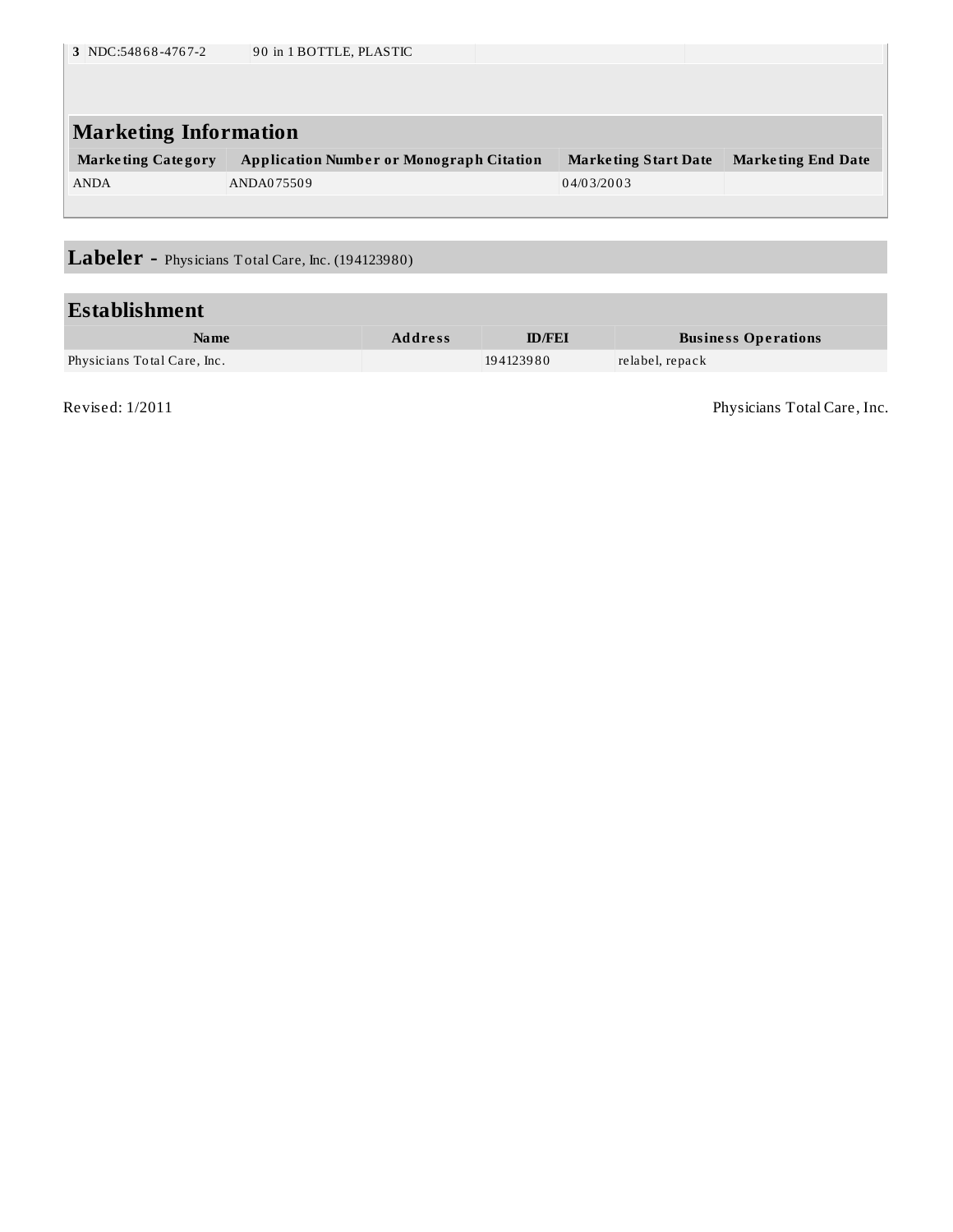| | | | | |
|---|---|---|---|---|
| 3 | NDC:54868-4767-2 | 90 in 1 BOTTLE, PLASTIC | | |

## Marketing Information

| Marketing Category | Application Number or Monograph Citation | Marketing Start Date | Marketing End Date |
|---|---|---|---|
| ANDA | ANDA075509 | 04/03/2003 | |

## Labeler - Physicians Total Care, Inc. (194123980)

## Establishment

| Name | Address | ID/FEI | Business Operations |
|---|---|---|---|
| Physicians Total Care, Inc. | | 194123980 | relabel, repack |

Revised: 1/2011

Physicians Total Care, Inc.